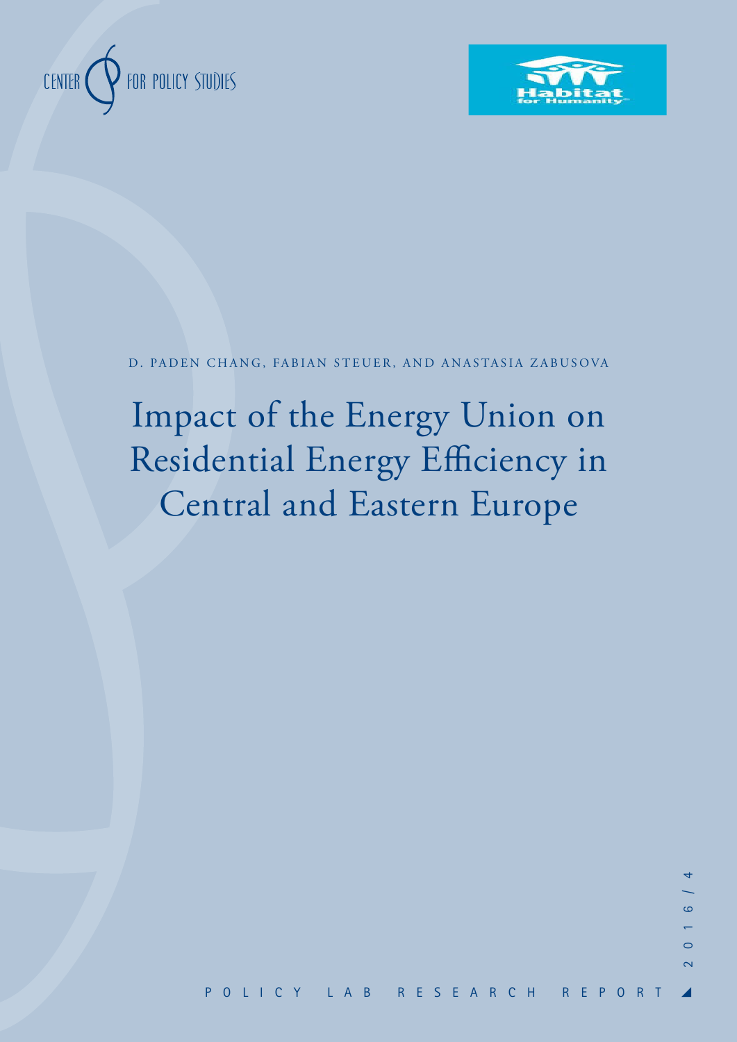CENTER FOR POLICY STUDIES

Habitat for Humanity

D. PADEN CHANG, FABIAN STEUER, AND ANASTASIA ZABUSOVA

# Impact of the Energy Union on Residential Energy Efficiency in Central and Eastern Europe

2016/4

POLICY LAB RESEARCH REPORT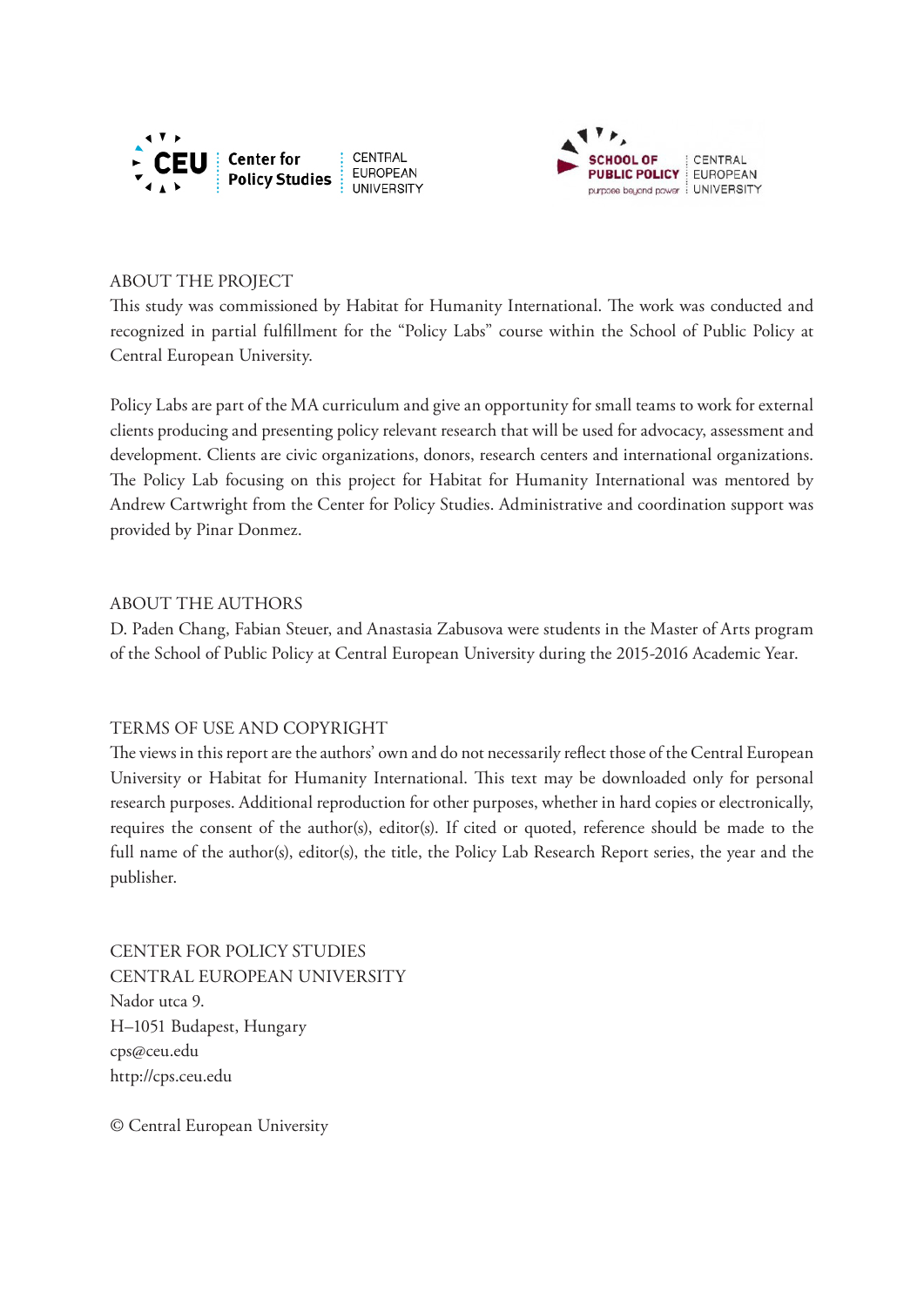Center for Policy Studies | CENTRAL EUROPEAN UNIVERSITY

SCHOOL OF PUBLIC POLICY | CENTRAL EUROPEAN UNIVERSITY
purpose beyond power

## ABOUT THE PROJECT

This study was commissioned by Habitat for Humanity International. The work was conducted and recognized in partial fulfillment for the "Policy Labs" course within the School of Public Policy at Central European University.

Policy Labs are part of the MA curriculum and give an opportunity for small teams to work for external clients producing and presenting policy relevant research that will be used for advocacy, assessment and development. Clients are civic organizations, donors, research centers and international organizations. The Policy Lab focusing on this project for Habitat for Humanity International was mentored by Andrew Cartwright from the Center for Policy Studies. Administrative and coordination support was provided by Pinar Donmez.

## ABOUT THE AUTHORS

D. Paden Chang, Fabian Steuer, and Anastasia Zabusova were students in the Master of Arts program of the School of Public Policy at Central European University during the 2015-2016 Academic Year.

## TERMS OF USE AND COPYRIGHT

The views in this report are the authors' own and do not necessarily reflect those of the Central European University or Habitat for Humanity International. This text may be downloaded only for personal research purposes. Additional reproduction for other purposes, whether in hard copies or electronically, requires the consent of the author(s), editor(s). If cited or quoted, reference should be made to the full name of the author(s), editor(s), the title, the Policy Lab Research Report series, the year and the publisher.

CENTER FOR POLICY STUDIES
CENTRAL EUROPEAN UNIVERSITY
Nador utca 9.
H–1051 Budapest, Hungary
cps@ceu.edu
http://cps.ceu.edu

© Central European University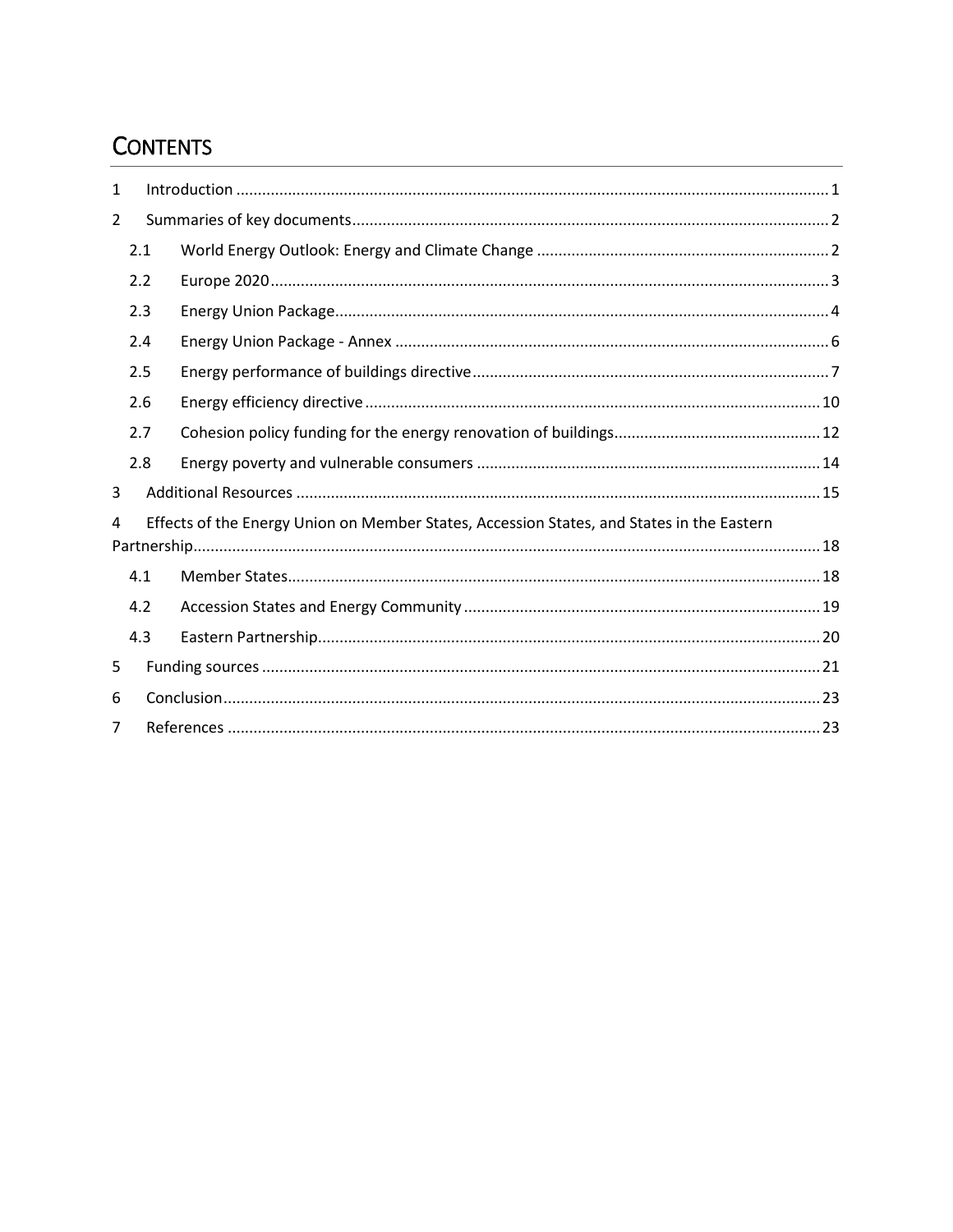# CONTENTS

1 Introduction ........................................................................................................................................1

2 Summaries of key documents.............................................................................................................2

2.1 World Energy Outlook: Energy and Climate Change ...................................................................2

2.2 Europe 2020................................................................................................................................3

2.3 Energy Union Package.................................................................................................................4

2.4 Energy Union Package - Annex ....................................................................................................6

2.5 Energy performance of buildings directive..................................................................................7

2.6 Energy efficiency directive .........................................................................................................10

2.7 Cohesion policy funding for the energy renovation of buildings................................................12

2.8 Energy poverty and vulnerable consumers ...............................................................................14

3 Additional Resources ........................................................................................................................15

4 Effects of the Energy Union on Member States, Accession States, and States in the Eastern Partnership................................................................................................................................................18

4.1 Member States..........................................................................................................................18

4.2 Accession States and Energy Community ..................................................................................19

4.3 Eastern Partnership....................................................................................................................20

5 Funding sources ................................................................................................................................21

6 Conclusion..........................................................................................................................................23

7 References .........................................................................................................................................23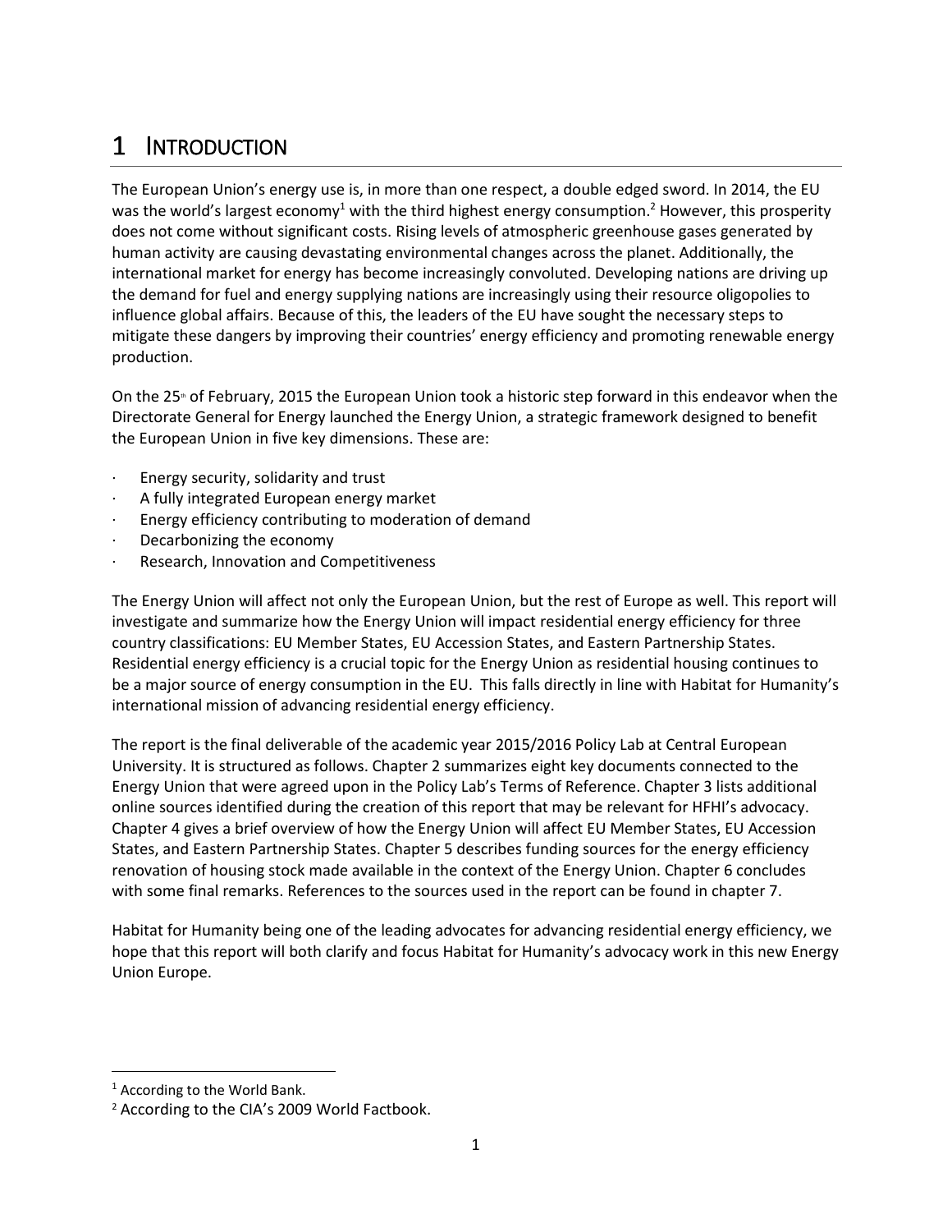# 1 INTRODUCTION

The European Union's energy use is, in more than one respect, a double edged sword. In 2014, the EU was the world's largest economy[1] with the third highest energy consumption.[2] However, this prosperity does not come without significant costs. Rising levels of atmospheric greenhouse gases generated by human activity are causing devastating environmental changes across the planet. Additionally, the international market for energy has become increasingly convoluted. Developing nations are driving up the demand for fuel and energy supplying nations are increasingly using their resource oligopolies to influence global affairs. Because of this, the leaders of the EU have sought the necessary steps to mitigate these dangers by improving their countries' energy efficiency and promoting renewable energy production.

On the 25th of February, 2015 the European Union took a historic step forward in this endeavor when the Directorate General for Energy launched the Energy Union, a strategic framework designed to benefit the European Union in five key dimensions. These are:

- Energy security, solidarity and trust
- A fully integrated European energy market
- Energy efficiency contributing to moderation of demand
- Decarbonizing the economy
- Research, Innovation and Competitiveness

The Energy Union will affect not only the European Union, but the rest of Europe as well. This report will investigate and summarize how the Energy Union will impact residential energy efficiency for three country classifications: EU Member States, EU Accession States, and Eastern Partnership States. Residential energy efficiency is a crucial topic for the Energy Union as residential housing continues to be a major source of energy consumption in the EU. This falls directly in line with Habitat for Humanity's international mission of advancing residential energy efficiency.

The report is the final deliverable of the academic year 2015/2016 Policy Lab at Central European University. It is structured as follows. Chapter 2 summarizes eight key documents connected to the Energy Union that were agreed upon in the Policy Lab's Terms of Reference. Chapter 3 lists additional online sources identified during the creation of this report that may be relevant for HFHI's advocacy. Chapter 4 gives a brief overview of how the Energy Union will affect EU Member States, EU Accession States, and Eastern Partnership States. Chapter 5 describes funding sources for the energy efficiency renovation of housing stock made available in the context of the Energy Union. Chapter 6 concludes with some final remarks. References to the sources used in the report can be found in chapter 7.

Habitat for Humanity being one of the leading advocates for advancing residential energy efficiency, we hope that this report will both clarify and focus Habitat for Humanity's advocacy work in this new Energy Union Europe.

---

[1] According to the World Bank.

[2] According to the CIA's 2009 World Factbook.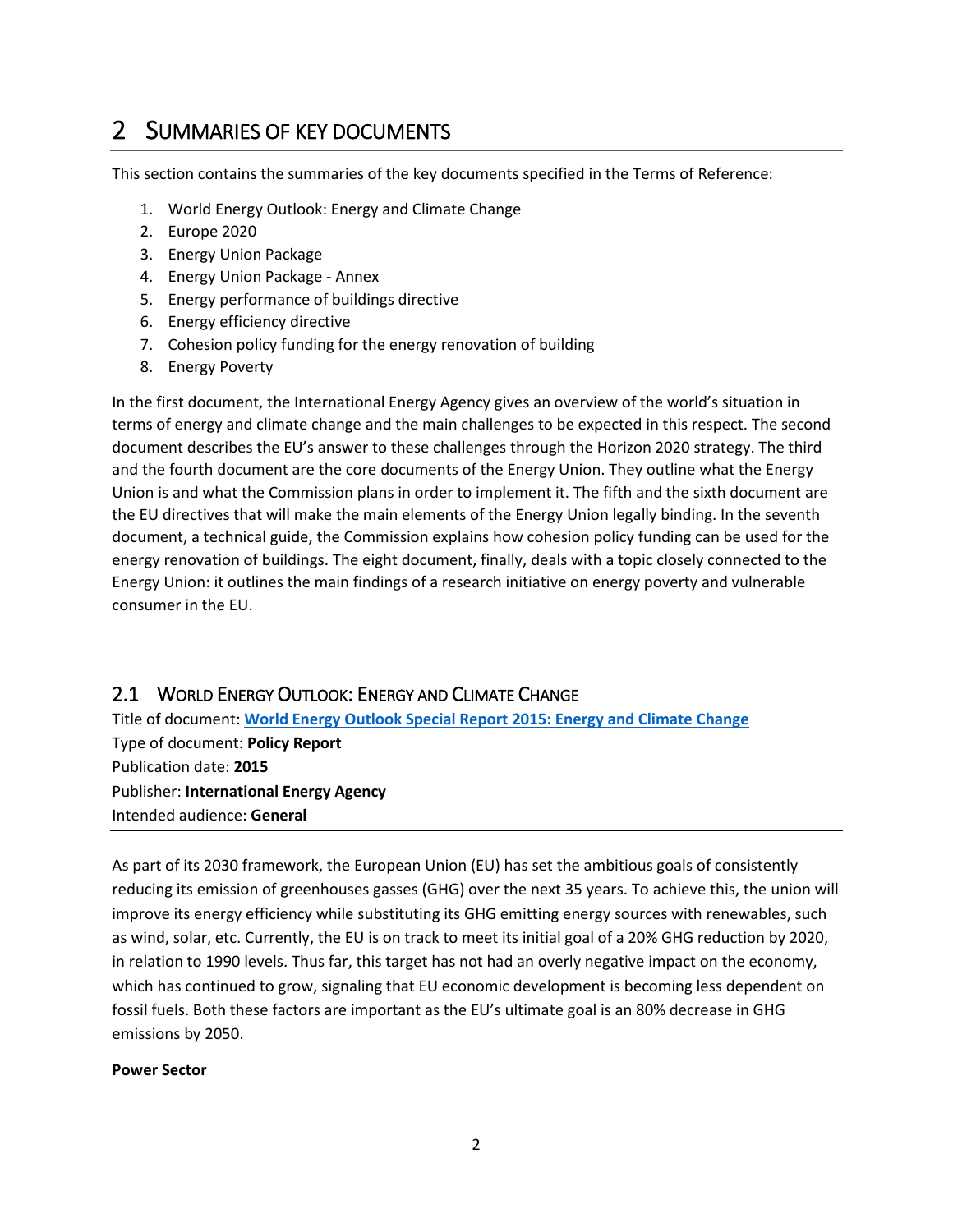# 2 Summaries of Key Documents

This section contains the summaries of the key documents specified in the Terms of Reference:

1. World Energy Outlook: Energy and Climate Change
2. Europe 2020
3. Energy Union Package
4. Energy Union Package - Annex
5. Energy performance of buildings directive
6. Energy efficiency directive
7. Cohesion policy funding for the energy renovation of building
8. Energy Poverty

In the first document, the International Energy Agency gives an overview of the world's situation in terms of energy and climate change and the main challenges to be expected in this respect. The second document describes the EU's answer to these challenges through the Horizon 2020 strategy. The third and the fourth document are the core documents of the Energy Union. They outline what the Energy Union is and what the Commission plans in order to implement it. The fifth and the sixth document are the EU directives that will make the main elements of the Energy Union legally binding. In the seventh document, a technical guide, the Commission explains how cohesion policy funding can be used for the energy renovation of buildings. The eight document, finally, deals with a topic closely connected to the Energy Union: it outlines the main findings of a research initiative on energy poverty and vulnerable consumer in the EU.

## 2.1 World Energy Outlook: Energy and Climate Change

Title of document: **World Energy Outlook Special Report 2015: Energy and Climate Change**
Type of document: **Policy Report**
Publication date: **2015**
Publisher: **International Energy Agency**
Intended audience: **General**

---

As part of its 2030 framework, the European Union (EU) has set the ambitious goals of consistently reducing its emission of greenhouses gasses (GHG) over the next 35 years. To achieve this, the union will improve its energy efficiency while substituting its GHG emitting energy sources with renewables, such as wind, solar, etc. Currently, the EU is on track to meet its initial goal of a 20% GHG reduction by 2020, in relation to 1990 levels. Thus far, this target has not had an overly negative impact on the economy, which has continued to grow, signaling that EU economic development is becoming less dependent on fossil fuels. Both these factors are important as the EU's ultimate goal is an 80% decrease in GHG emissions by 2050.

**Power Sector**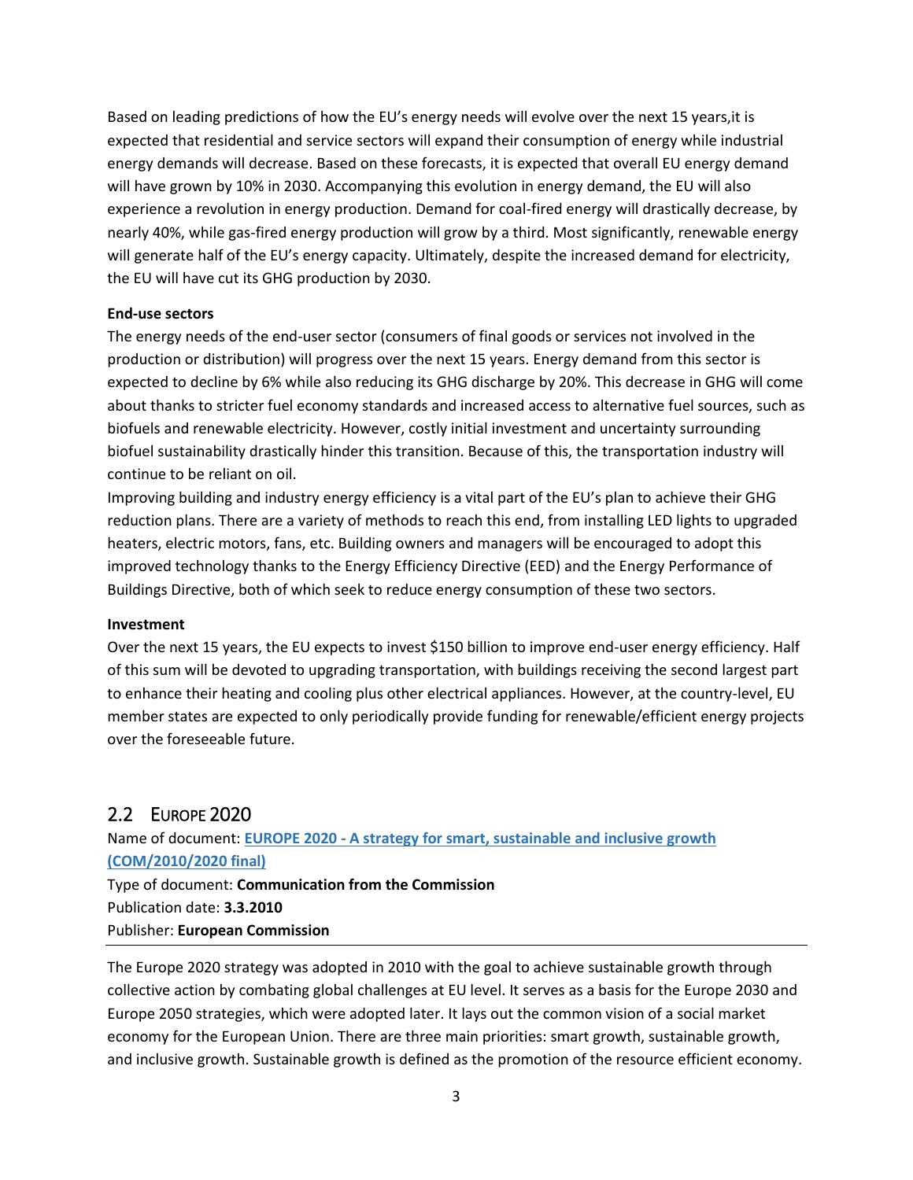Based on leading predictions of how the EU's energy needs will evolve over the next 15 years,it is expected that residential and service sectors will expand their consumption of energy while industrial energy demands will decrease. Based on these forecasts, it is expected that overall EU energy demand will have grown by 10% in 2030. Accompanying this evolution in energy demand, the EU will also experience a revolution in energy production. Demand for coal-fired energy will drastically decrease, by nearly 40%, while gas-fired energy production will grow by a third. Most significantly, renewable energy will generate half of the EU's energy capacity. Ultimately, despite the increased demand for electricity, the EU will have cut its GHG production by 2030.

**End-use sectors**

The energy needs of the end-user sector (consumers of final goods or services not involved in the production or distribution) will progress over the next 15 years. Energy demand from this sector is expected to decline by 6% while also reducing its GHG discharge by 20%. This decrease in GHG will come about thanks to stricter fuel economy standards and increased access to alternative fuel sources, such as biofuels and renewable electricity. However, costly initial investment and uncertainty surrounding biofuel sustainability drastically hinder this transition. Because of this, the transportation industry will continue to be reliant on oil.

Improving building and industry energy efficiency is a vital part of the EU's plan to achieve their GHG reduction plans. There are a variety of methods to reach this end, from installing LED lights to upgraded heaters, electric motors, fans, etc. Building owners and managers will be encouraged to adopt this improved technology thanks to the Energy Efficiency Directive (EED) and the Energy Performance of Buildings Directive, both of which seek to reduce energy consumption of these two sectors.

**Investment**

Over the next 15 years, the EU expects to invest $150 billion to improve end-user energy efficiency. Half of this sum will be devoted to upgrading transportation, with buildings receiving the second largest part to enhance their heating and cooling plus other electrical appliances. However, at the country-level, EU member states are expected to only periodically provide funding for renewable/efficient energy projects over the foreseeable future.

## 2.2 Europe 2020

Name of document: **EUROPE 2020 - A strategy for smart, sustainable and inclusive growth (COM/2010/2020 final)**

Type of document: **Communication from the Commission**

Publication date: **3.3.2010**

Publisher: **European Commission**

---

The Europe 2020 strategy was adopted in 2010 with the goal to achieve sustainable growth through collective action by combating global challenges at EU level. It serves as a basis for the Europe 2030 and Europe 2050 strategies, which were adopted later. It lays out the common vision of a social market economy for the European Union. There are three main priorities: smart growth, sustainable growth, and inclusive growth. Sustainable growth is defined as the promotion of the resource efficient economy.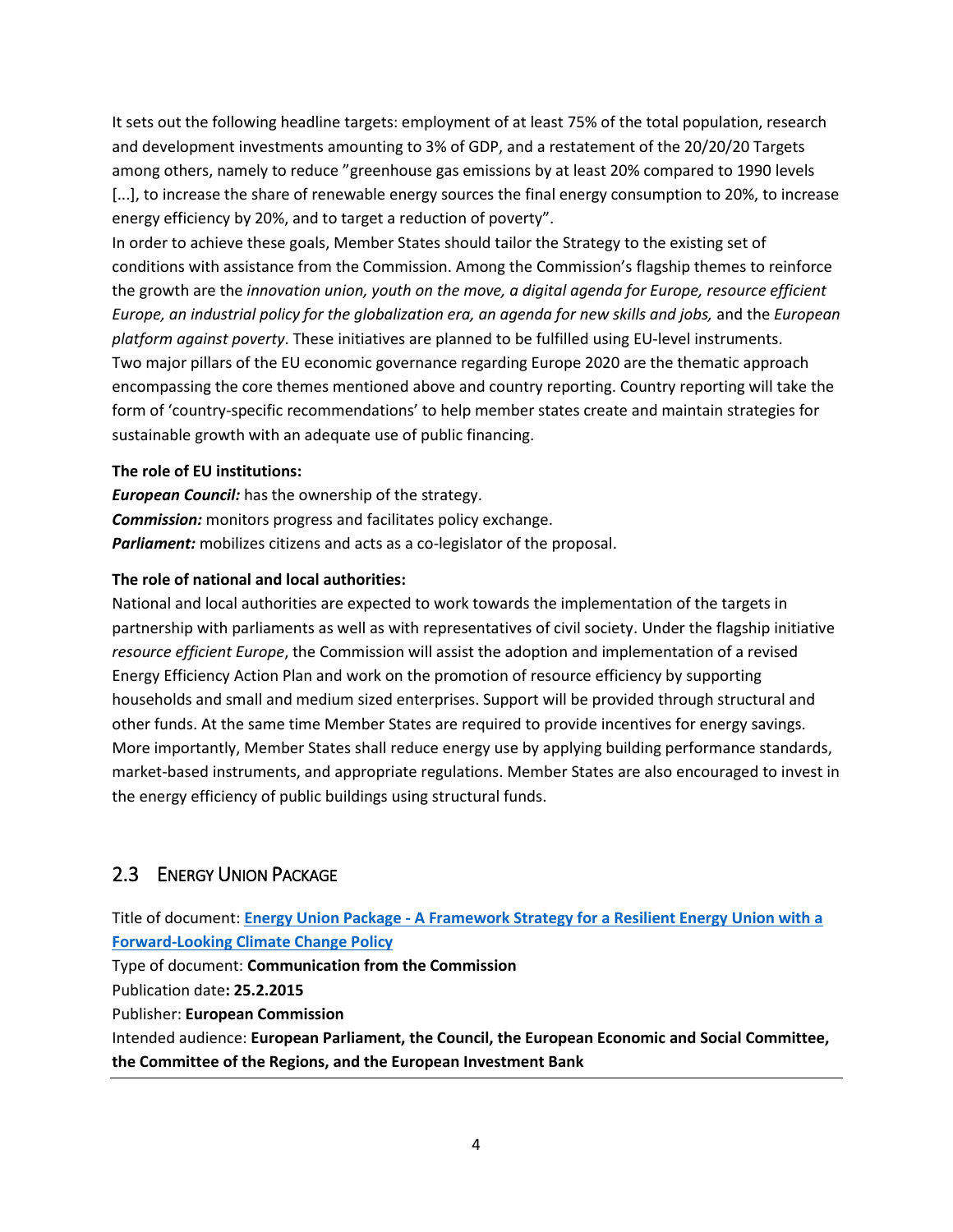It sets out the following headline targets: employment of at least 75% of the total population, research and development investments amounting to 3% of GDP, and a restatement of the 20/20/20 Targets among others, namely to reduce "greenhouse gas emissions by at least 20% compared to 1990 levels [...], to increase the share of renewable energy sources the final energy consumption to 20%, to increase energy efficiency by 20%, and to target a reduction of poverty".

In order to achieve these goals, Member States should tailor the Strategy to the existing set of conditions with assistance from the Commission. Among the Commission's flagship themes to reinforce the growth are the *innovation union, youth on the move, a digital agenda for Europe, resource efficient Europe, an industrial policy for the globalization era, an agenda for new skills and jobs,* and the *European platform against poverty*. These initiatives are planned to be fulfilled using EU-level instruments.

Two major pillars of the EU economic governance regarding Europe 2020 are the thematic approach encompassing the core themes mentioned above and country reporting. Country reporting will take the form of 'country-specific recommendations' to help member states create and maintain strategies for sustainable growth with an adequate use of public financing.

**The role of EU institutions:**

***European Council:*** has the ownership of the strategy.
***Commission:*** monitors progress and facilitates policy exchange.
***Parliament:*** mobilizes citizens and acts as a co-legislator of the proposal.

**The role of national and local authorities:**

National and local authorities are expected to work towards the implementation of the targets in partnership with parliaments as well as with representatives of civil society. Under the flagship initiative *resource efficient Europe*, the Commission will assist the adoption and implementation of a revised Energy Efficiency Action Plan and work on the promotion of resource efficiency by supporting households and small and medium sized enterprises. Support will be provided through structural and other funds. At the same time Member States are required to provide incentives for energy savings. More importantly, Member States shall reduce energy use by applying building performance standards, market-based instruments, and appropriate regulations. Member States are also encouraged to invest in the energy efficiency of public buildings using structural funds.

## 2.3 Energy Union Package

Title of document: **Energy Union Package - A Framework Strategy for a Resilient Energy Union with a Forward-Looking Climate Change Policy**
Type of document: **Communication from the Commission**
Publication date**: 25.2.2015**
Publisher: **European Commission**
Intended audience: **European Parliament, the Council, the European Economic and Social Committee, the Committee of the Regions, and the European Investment Bank**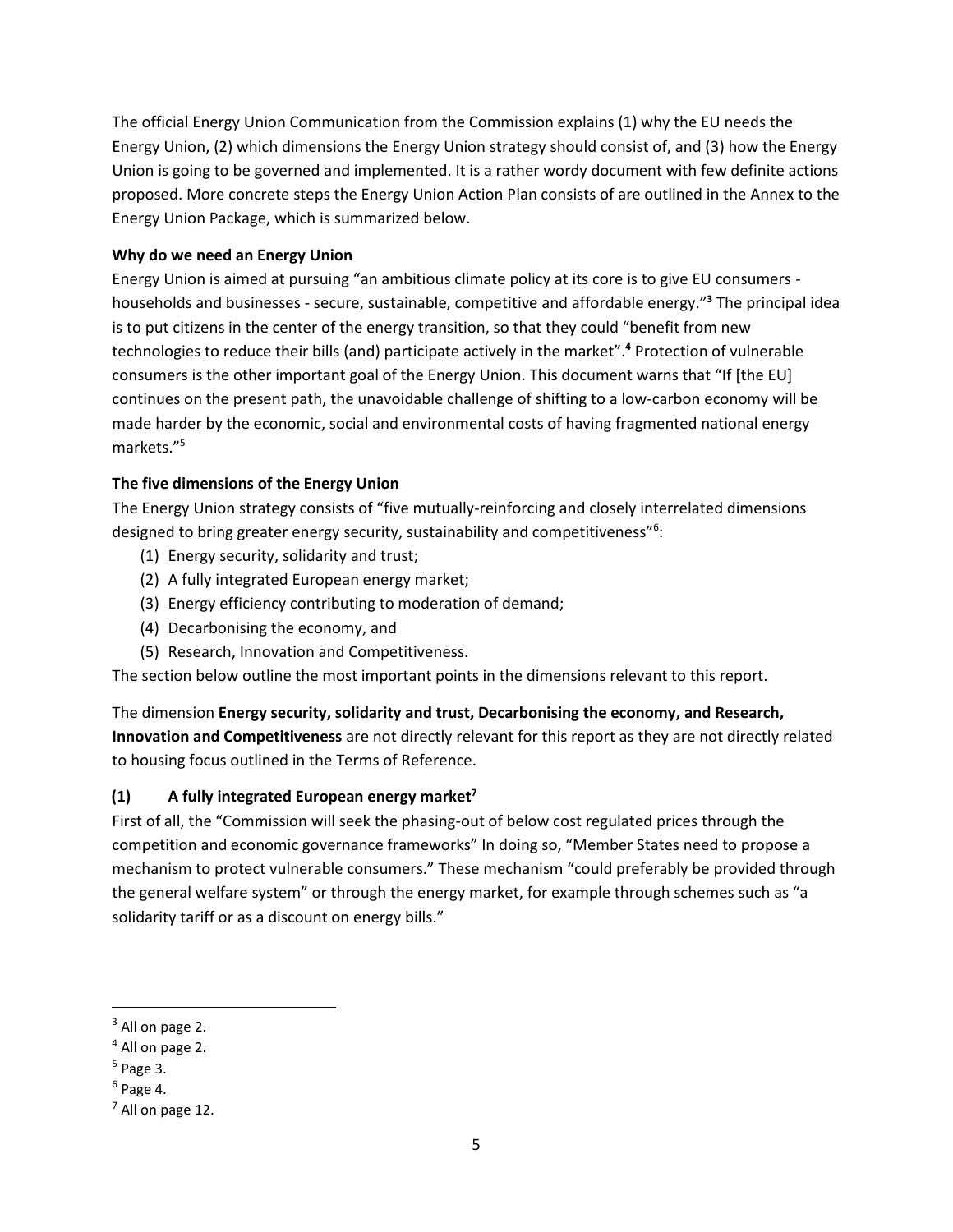The official Energy Union Communication from the Commission explains (1) why the EU needs the Energy Union, (2) which dimensions the Energy Union strategy should consist of, and (3) how the Energy Union is going to be governed and implemented. It is a rather wordy document with few definite actions proposed. More concrete steps the Energy Union Action Plan consists of are outlined in the Annex to the Energy Union Package, which is summarized below.

**Why do we need an Energy Union**

Energy Union is aimed at pursuing "an ambitious climate policy at its core is to give EU consumers - households and businesses - secure, sustainable, competitive and affordable energy."[3] The principal idea is to put citizens in the center of the energy transition, so that they could "benefit from new technologies to reduce their bills (and) participate actively in the market".[4] Protection of vulnerable consumers is the other important goal of the Energy Union. This document warns that "If [the EU] continues on the present path, the unavoidable challenge of shifting to a low-carbon economy will be made harder by the economic, social and environmental costs of having fragmented national energy markets."[5]

**The five dimensions of the Energy Union**

The Energy Union strategy consists of "five mutually-reinforcing and closely interrelated dimensions designed to bring greater energy security, sustainability and competitiveness"[6]:

(1) Energy security, solidarity and trust;
(2) A fully integrated European energy market;
(3) Energy efficiency contributing to moderation of demand;
(4) Decarbonising the economy, and
(5) Research, Innovation and Competitiveness.

The section below outline the most important points in the dimensions relevant to this report.

The dimension **Energy security, solidarity and trust, Decarbonising the economy, and Research, Innovation and Competitiveness** are not directly relevant for this report as they are not directly related to housing focus outlined in the Terms of Reference.

### (1) A fully integrated European energy market[7]

First of all, the "Commission will seek the phasing-out of below cost regulated prices through the competition and economic governance frameworks" In doing so, "Member States need to propose a mechanism to protect vulnerable consumers." These mechanism "could preferably be provided through the general welfare system" or through the energy market, for example through schemes such as "a solidarity tariff or as a discount on energy bills."

---

[3] All on page 2.

[4] All on page 2.

[5] Page 3.

[6] Page 4.

[7] All on page 12.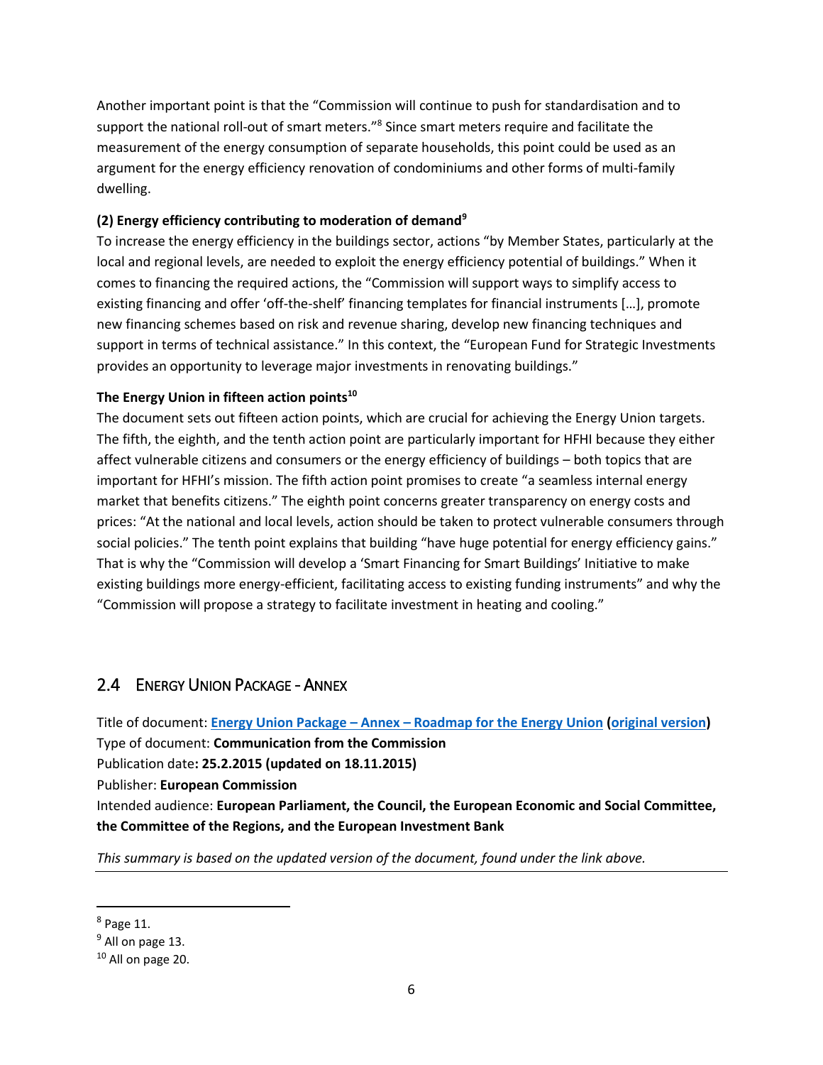Another important point is that the "Commission will continue to push for standardisation and to support the national roll-out of smart meters."[8] Since smart meters require and facilitate the measurement of the energy consumption of separate households, this point could be used as an argument for the energy efficiency renovation of condominiums and other forms of multi-family dwelling.

**(2) Energy efficiency contributing to moderation of demand[9]**

To increase the energy efficiency in the buildings sector, actions "by Member States, particularly at the local and regional levels, are needed to exploit the energy efficiency potential of buildings." When it comes to financing the required actions, the "Commission will support ways to simplify access to existing financing and offer 'off-the-shelf' financing templates for financial instruments […], promote new financing schemes based on risk and revenue sharing, develop new financing techniques and support in terms of technical assistance." In this context, the "European Fund for Strategic Investments provides an opportunity to leverage major investments in renovating buildings."

**The Energy Union in fifteen action points[10]**

The document sets out fifteen action points, which are crucial for achieving the Energy Union targets. The fifth, the eighth, and the tenth action point are particularly important for HFHI because they either affect vulnerable citizens and consumers or the energy efficiency of buildings – both topics that are important for HFHI's mission. The fifth action point promises to create "a seamless internal energy market that benefits citizens." The eighth point concerns greater transparency on energy costs and prices: "At the national and local levels, action should be taken to protect vulnerable consumers through social policies." The tenth point explains that building "have huge potential for energy efficiency gains." That is why the "Commission will develop a 'Smart Financing for Smart Buildings' Initiative to make existing buildings more energy-efficient, facilitating access to existing funding instruments" and why the "Commission will propose a strategy to facilitate investment in heating and cooling."

## 2.4 Energy Union Package - Annex

Title of document: **Energy Union Package – Annex – Roadmap for the Energy Union (original version)**
Type of document: **Communication from the Commission**
Publication date**: 25.2.2015 (updated on 18.11.2015)**
Publisher: **European Commission**
Intended audience: **European Parliament, the Council, the European Economic and Social Committee, the Committee of the Regions, and the European Investment Bank**

*This summary is based on the updated version of the document, found under the link above.*

---

[8] Page 11.
[9] All on page 13.
[10] All on page 20.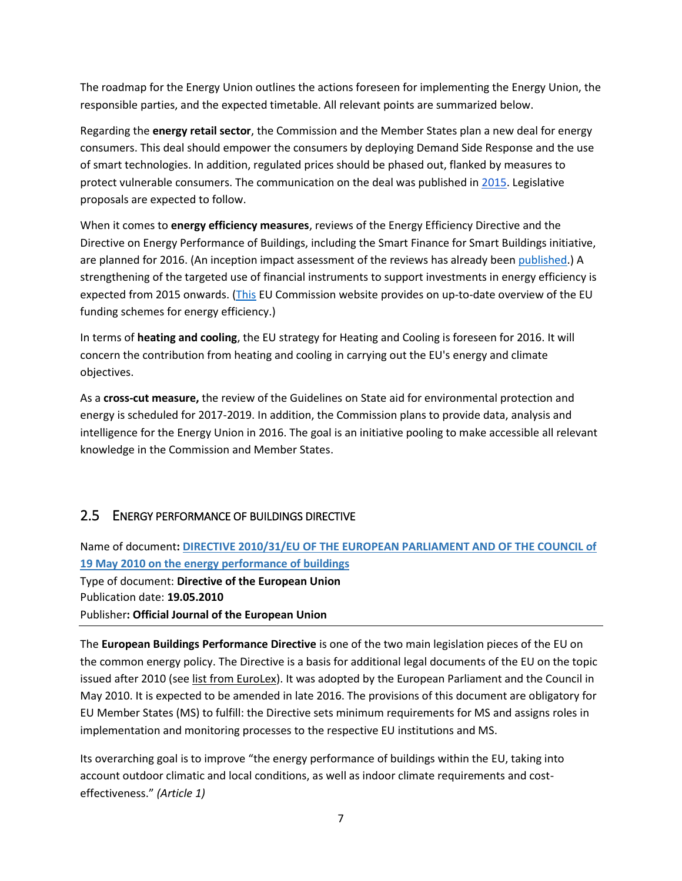The roadmap for the Energy Union outlines the actions foreseen for implementing the Energy Union, the responsible parties, and the expected timetable. All relevant points are summarized below.

Regarding the **energy retail sector**, the Commission and the Member States plan a new deal for energy consumers. This deal should empower the consumers by deploying Demand Side Response and the use of smart technologies. In addition, regulated prices should be phased out, flanked by measures to protect vulnerable consumers. The communication on the deal was published in 2015. Legislative proposals are expected to follow.

When it comes to **energy efficiency measures**, reviews of the Energy Efficiency Directive and the Directive on Energy Performance of Buildings, including the Smart Finance for Smart Buildings initiative, are planned for 2016. (An inception impact assessment of the reviews has already been published.) A strengthening of the targeted use of financial instruments to support investments in energy efficiency is expected from 2015 onwards. (This EU Commission website provides on up-to-date overview of the EU funding schemes for energy efficiency.)

In terms of **heating and cooling**, the EU strategy for Heating and Cooling is foreseen for 2016. It will concern the contribution from heating and cooling in carrying out the EU's energy and climate objectives.

As a **cross-cut measure,** the review of the Guidelines on State aid for environmental protection and energy is scheduled for 2017-2019. In addition, the Commission plans to provide data, analysis and intelligence for the Energy Union in 2016. The goal is an initiative pooling to make accessible all relevant knowledge in the Commission and Member States.

## 2.5 Energy Performance of Buildings Directive

Name of document**: DIRECTIVE 2010/31/EU OF THE EUROPEAN PARLIAMENT AND OF THE COUNCIL of 19 May 2010 on the energy performance of buildings**
Type of document: **Directive of the European Union**
Publication date: **19.05.2010**
Publisher**: Official Journal of the European Union**

---

The **European Buildings Performance Directive** is one of the two main legislation pieces of the EU on the common energy policy. The Directive is a basis for additional legal documents of the EU on the topic issued after 2010 (see list from EuroLex). It was adopted by the European Parliament and the Council in May 2010. It is expected to be amended in late 2016. The provisions of this document are obligatory for EU Member States (MS) to fulfill: the Directive sets minimum requirements for MS and assigns roles in implementation and monitoring processes to the respective EU institutions and MS.

Its overarching goal is to improve "the energy performance of buildings within the EU, taking into account outdoor climatic and local conditions, as well as indoor climate requirements and cost-effectiveness." *(Article 1)*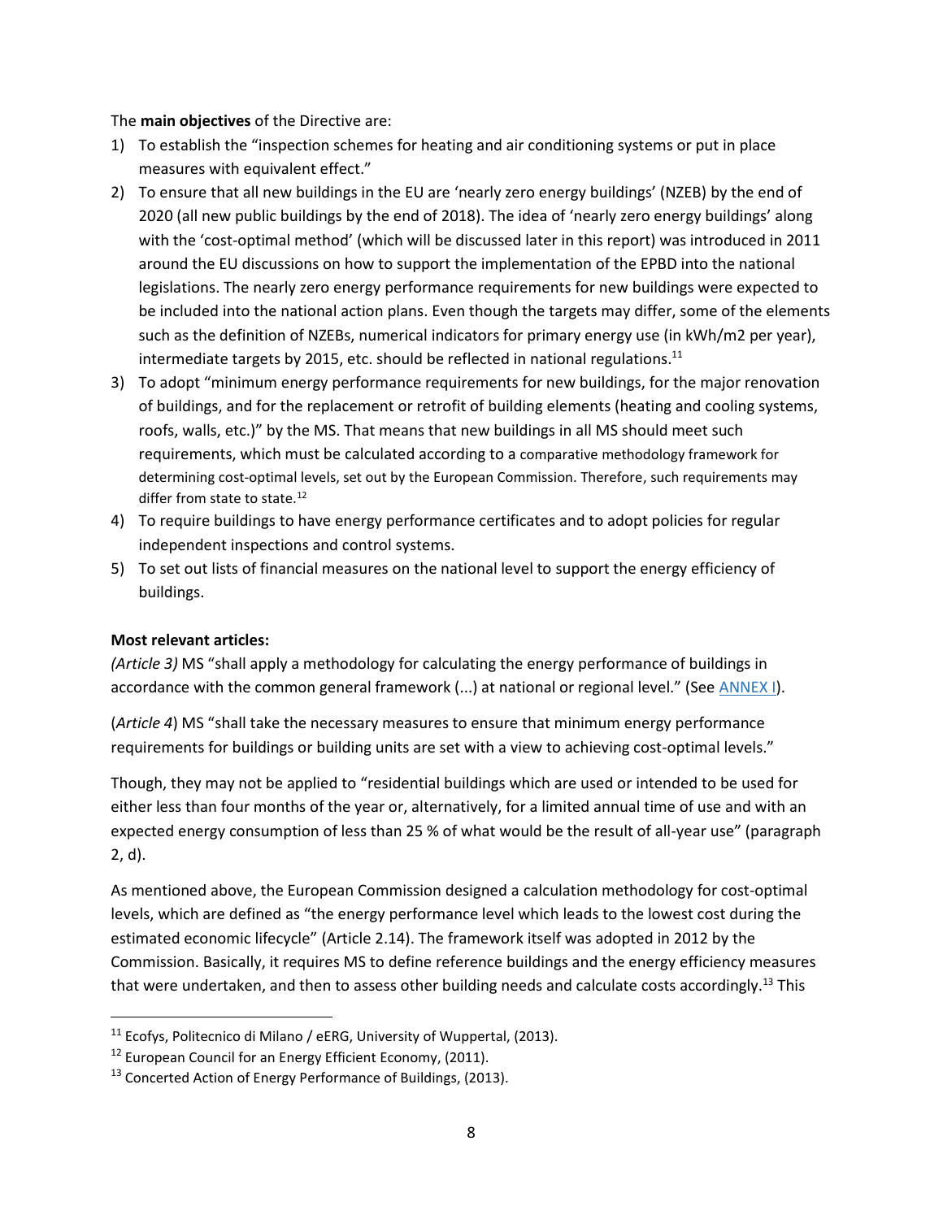The **main objectives** of the Directive are:

1) To establish the "inspection schemes for heating and air conditioning systems or put in place measures with equivalent effect."
2) To ensure that all new buildings in the EU are 'nearly zero energy buildings' (NZEB) by the end of 2020 (all new public buildings by the end of 2018). The idea of 'nearly zero energy buildings' along with the 'cost-optimal method' (which will be discussed later in this report) was introduced in 2011 around the EU discussions on how to support the implementation of the EPBD into the national legislations. The nearly zero energy performance requirements for new buildings were expected to be included into the national action plans. Even though the targets may differ, some of the elements such as the definition of NZEBs, numerical indicators for primary energy use (in kWh/m2 per year), intermediate targets by 2015, etc. should be reflected in national regulations.[11]
3) To adopt "minimum energy performance requirements for new buildings, for the major renovation of buildings, and for the replacement or retrofit of building elements (heating and cooling systems, roofs, walls, etc.)" by the MS. That means that new buildings in all MS should meet such requirements, which must be calculated according to a comparative methodology framework for determining cost-optimal levels, set out by the European Commission. Therefore, such requirements may differ from state to state.[12]
4) To require buildings to have energy performance certificates and to adopt policies for regular independent inspections and control systems.
5) To set out lists of financial measures on the national level to support the energy efficiency of buildings.

**Most relevant articles:**

*(Article 3)* MS "shall apply a methodology for calculating the energy performance of buildings in accordance with the common general framework (...) at national or regional level." (See ANNEX I).

(*Article 4*) MS "shall take the necessary measures to ensure that minimum energy performance requirements for buildings or building units are set with a view to achieving cost-optimal levels."

Though, they may not be applied to "residential buildings which are used or intended to be used for either less than four months of the year or, alternatively, for a limited annual time of use and with an expected energy consumption of less than 25 % of what would be the result of all-year use" (paragraph 2, d).

As mentioned above, the European Commission designed a calculation methodology for cost-optimal levels, which are defined as "the energy performance level which leads to the lowest cost during the estimated economic lifecycle" (Article 2.14). The framework itself was adopted in 2012 by the Commission. Basically, it requires MS to define reference buildings and the energy efficiency measures that were undertaken, and then to assess other building needs and calculate costs accordingly.[13] This

[11] Ecofys, Politecnico di Milano / eERG, University of Wuppertal, (2013).

[12] European Council for an Energy Efficient Economy, (2011).

[13] Concerted Action of Energy Performance of Buildings, (2013).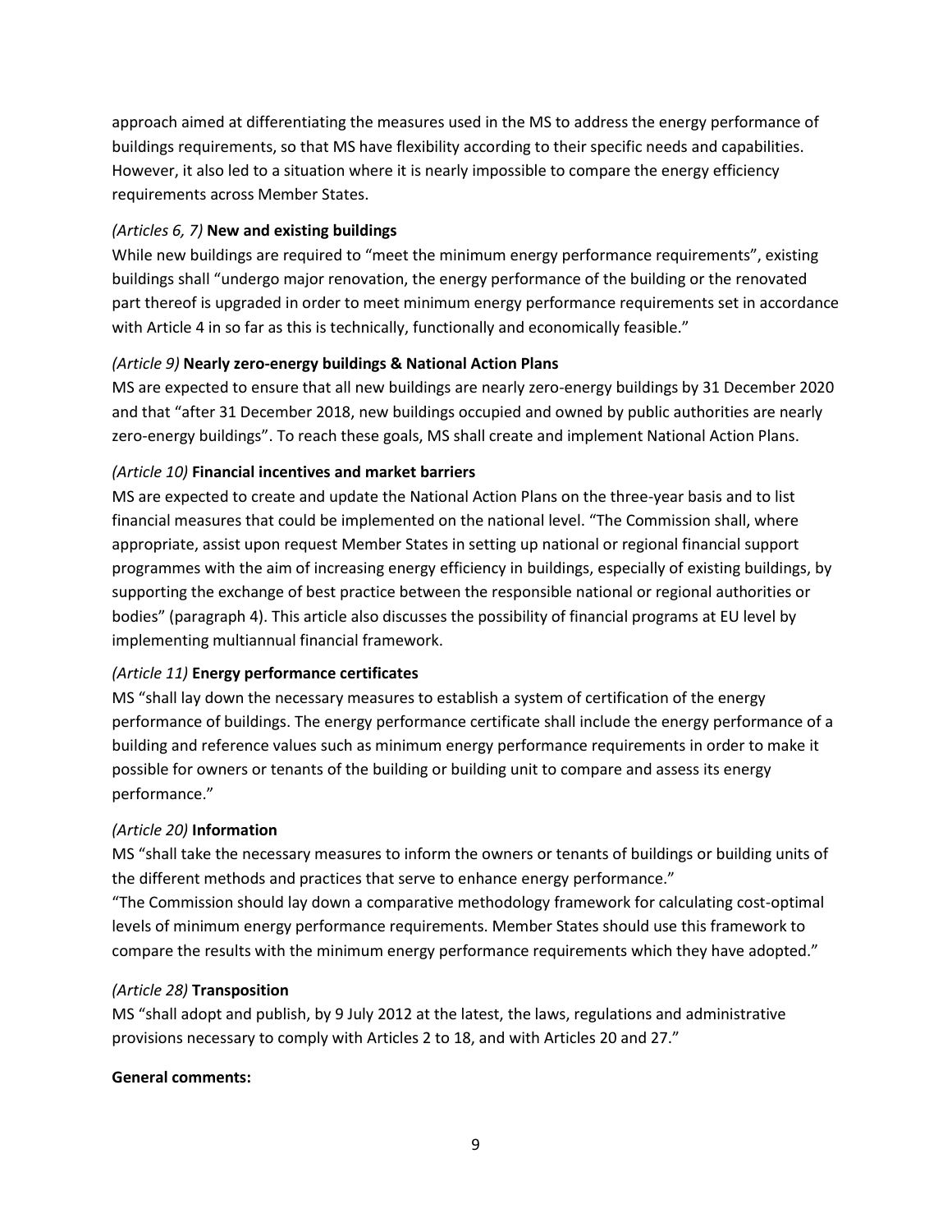approach aimed at differentiating the measures used in the MS to address the energy performance of buildings requirements, so that MS have flexibility according to their specific needs and capabilities. However, it also led to a situation where it is nearly impossible to compare the energy efficiency requirements across Member States.

*(Articles 6, 7)* **New and existing buildings**

While new buildings are required to "meet the minimum energy performance requirements", existing buildings shall "undergo major renovation, the energy performance of the building or the renovated part thereof is upgraded in order to meet minimum energy performance requirements set in accordance with Article 4 in so far as this is technically, functionally and economically feasible."

*(Article 9)* **Nearly zero-energy buildings & National Action Plans**

MS are expected to ensure that all new buildings are nearly zero-energy buildings by 31 December 2020 and that "after 31 December 2018, new buildings occupied and owned by public authorities are nearly zero-energy buildings". To reach these goals, MS shall create and implement National Action Plans.

*(Article 10)* **Financial incentives and market barriers**

MS are expected to create and update the National Action Plans on the three-year basis and to list financial measures that could be implemented on the national level. "The Commission shall, where appropriate, assist upon request Member States in setting up national or regional financial support programmes with the aim of increasing energy efficiency in buildings, especially of existing buildings, by supporting the exchange of best practice between the responsible national or regional authorities or bodies" (paragraph 4). This article also discusses the possibility of financial programs at EU level by implementing multiannual financial framework.

*(Article 11)* **Energy performance certificates**

MS "shall lay down the necessary measures to establish a system of certification of the energy performance of buildings. The energy performance certificate shall include the energy performance of a building and reference values such as minimum energy performance requirements in order to make it possible for owners or tenants of the building or building unit to compare and assess its energy performance."

*(Article 20)* **Information**

MS "shall take the necessary measures to inform the owners or tenants of buildings or building units of the different methods and practices that serve to enhance energy performance."

"The Commission should lay down a comparative methodology framework for calculating cost-optimal levels of minimum energy performance requirements. Member States should use this framework to compare the results with the minimum energy performance requirements which they have adopted."

*(Article 28)* **Transposition**

MS "shall adopt and publish, by 9 July 2012 at the latest, the laws, regulations and administrative provisions necessary to comply with Articles 2 to 18, and with Articles 20 and 27."

**General comments:**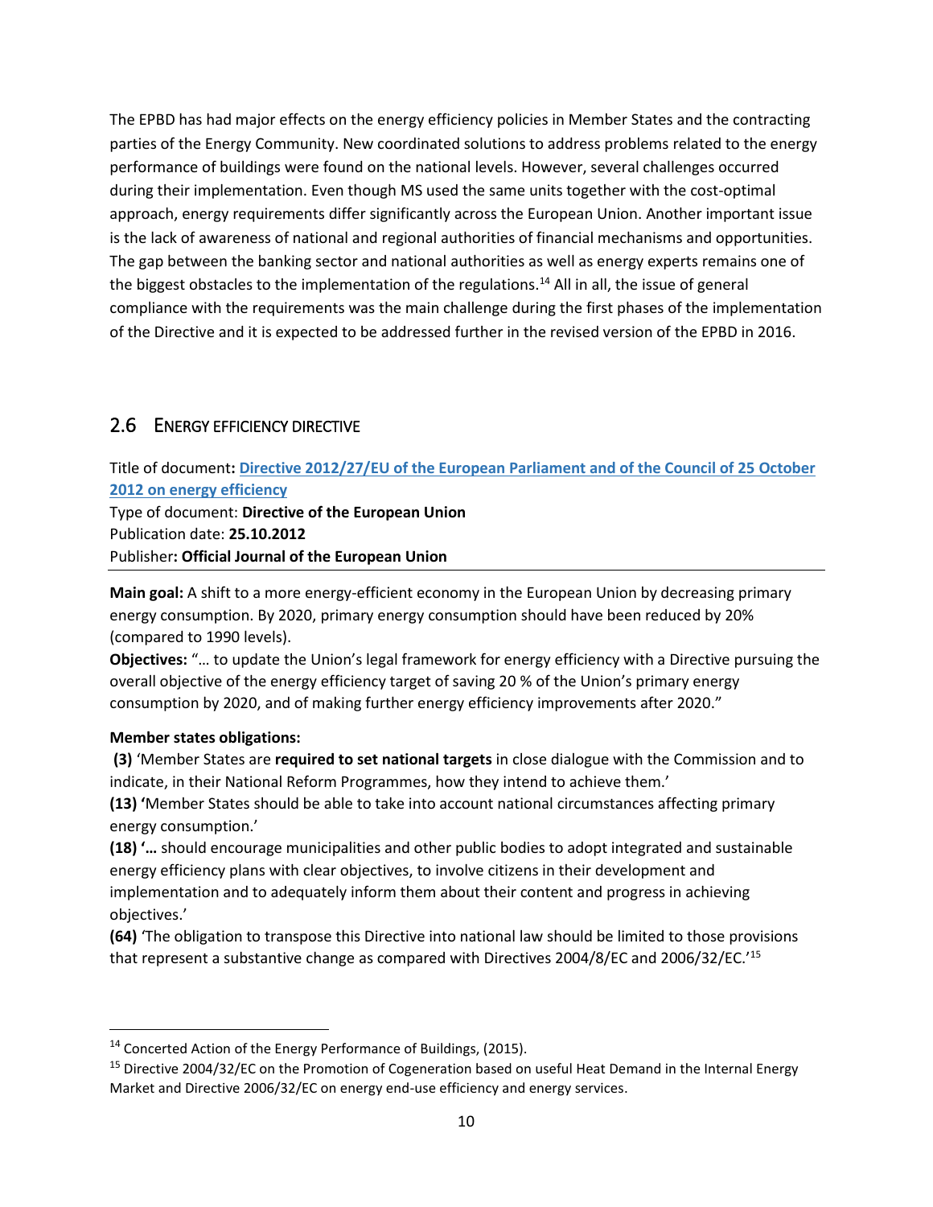The EPBD has had major effects on the energy efficiency policies in Member States and the contracting parties of the Energy Community. New coordinated solutions to address problems related to the energy performance of buildings were found on the national levels. However, several challenges occurred during their implementation. Even though MS used the same units together with the cost-optimal approach, energy requirements differ significantly across the European Union. Another important issue is the lack of awareness of national and regional authorities of financial mechanisms and opportunities. The gap between the banking sector and national authorities as well as energy experts remains one of the biggest obstacles to the implementation of the regulations.[14] All in all, the issue of general compliance with the requirements was the main challenge during the first phases of the implementation of the Directive and it is expected to be addressed further in the revised version of the EPBD in 2016.

## 2.6 Energy Efficiency Directive

Title of document: **Directive 2012/27/EU of the European Parliament and of the Council of 25 October 2012 on energy efficiency**
Type of document: **Directive of the European Union**
Publication date: **25.10.2012**
Publisher: **Official Journal of the European Union**

---

**Main goal:** A shift to a more energy-efficient economy in the European Union by decreasing primary energy consumption. By 2020, primary energy consumption should have been reduced by 20% (compared to 1990 levels).
**Objectives:** "… to update the Union's legal framework for energy efficiency with a Directive pursuing the overall objective of the energy efficiency target of saving 20 % of the Union's primary energy consumption by 2020, and of making further energy efficiency improvements after 2020."

**Member states obligations:**
**(3)** 'Member States are **required to set national targets** in close dialogue with the Commission and to indicate, in their National Reform Programmes, how they intend to achieve them.'
**(13) '**Member States should be able to take into account national circumstances affecting primary energy consumption.'
**(18) '…** should encourage municipalities and other public bodies to adopt integrated and sustainable energy efficiency plans with clear objectives, to involve citizens in their development and implementation and to adequately inform them about their content and progress in achieving objectives.'
**(64)** 'The obligation to transpose this Directive into national law should be limited to those provisions that represent a substantive change as compared with Directives 2004/8/EC and 2006/32/EC.'[15]

---

[14] Concerted Action of the Energy Performance of Buildings, (2015).
[15] Directive 2004/32/EC on the Promotion of Cogeneration based on useful Heat Demand in the Internal Energy Market and Directive 2006/32/EC on energy end-use efficiency and energy services.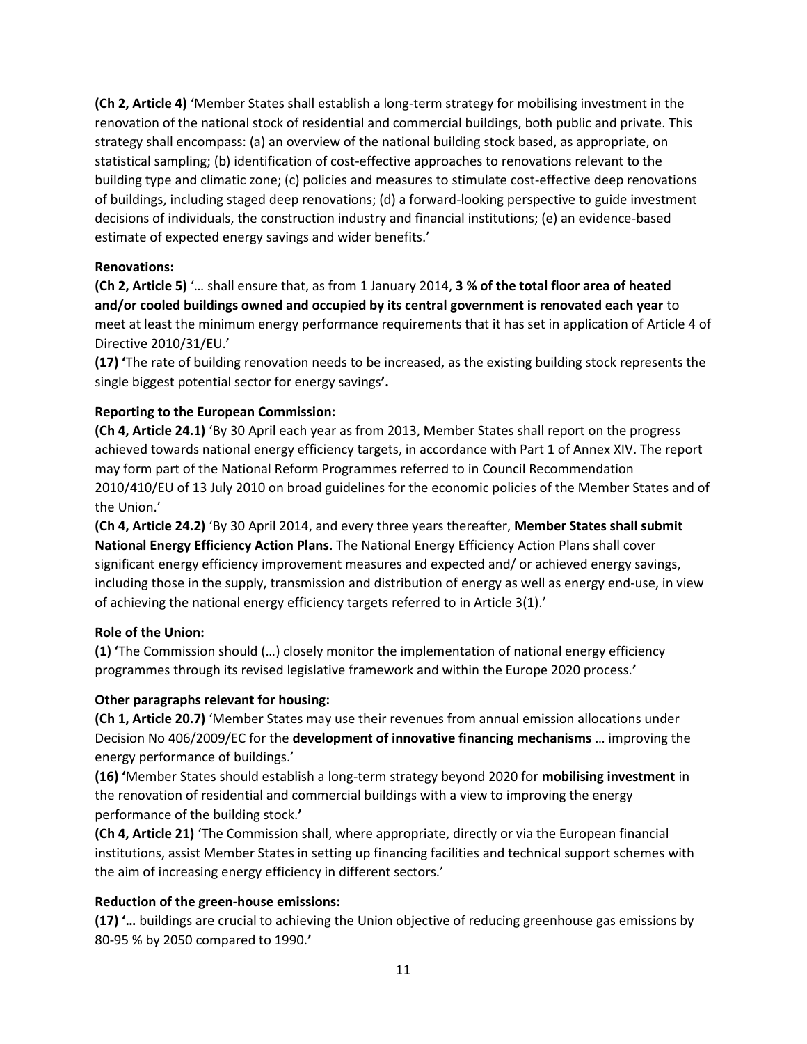**(Ch 2, Article 4)** 'Member States shall establish a long-term strategy for mobilising investment in the renovation of the national stock of residential and commercial buildings, both public and private. This strategy shall encompass: (a) an overview of the national building stock based, as appropriate, on statistical sampling; (b) identification of cost-effective approaches to renovations relevant to the building type and climatic zone; (c) policies and measures to stimulate cost-effective deep renovations of buildings, including staged deep renovations; (d) a forward-looking perspective to guide investment decisions of individuals, the construction industry and financial institutions; (e) an evidence-based estimate of expected energy savings and wider benefits.'

**Renovations:**

**(Ch 2, Article 5)** '… shall ensure that, as from 1 January 2014, **3 % of the total floor area of heated and/or cooled buildings owned and occupied by its central government is renovated each year** to meet at least the minimum energy performance requirements that it has set in application of Article 4 of Directive 2010/31/EU.'

**(17) '**The rate of building renovation needs to be increased, as the existing building stock represents the single biggest potential sector for energy savings**'.**

**Reporting to the European Commission:**

**(Ch 4, Article 24.1)** 'By 30 April each year as from 2013, Member States shall report on the progress achieved towards national energy efficiency targets, in accordance with Part 1 of Annex XIV. The report may form part of the National Reform Programmes referred to in Council Recommendation 2010/410/EU of 13 July 2010 on broad guidelines for the economic policies of the Member States and of the Union.'

**(Ch 4, Article 24.2)** 'By 30 April 2014, and every three years thereafter, **Member States shall submit National Energy Efficiency Action Plans**. The National Energy Efficiency Action Plans shall cover significant energy efficiency improvement measures and expected and/ or achieved energy savings, including those in the supply, transmission and distribution of energy as well as energy end-use, in view of achieving the national energy efficiency targets referred to in Article 3(1).'

**Role of the Union:**

**(1) '**The Commission should (…) closely monitor the implementation of national energy efficiency programmes through its revised legislative framework and within the Europe 2020 process.**'**

**Other paragraphs relevant for housing:**

**(Ch 1, Article 20.7)** 'Member States may use their revenues from annual emission allocations under Decision No 406/2009/EC for the **development of innovative financing mechanisms** … improving the energy performance of buildings.'

**(16) '**Member States should establish a long-term strategy beyond 2020 for **mobilising investment** in the renovation of residential and commercial buildings with a view to improving the energy performance of the building stock.**'**

**(Ch 4, Article 21)** 'The Commission shall, where appropriate, directly or via the European financial institutions, assist Member States in setting up financing facilities and technical support schemes with the aim of increasing energy efficiency in different sectors.'

**Reduction of the green-house emissions:**

**(17) '…** buildings are crucial to achieving the Union objective of reducing greenhouse gas emissions by 80-95 % by 2050 compared to 1990.**'**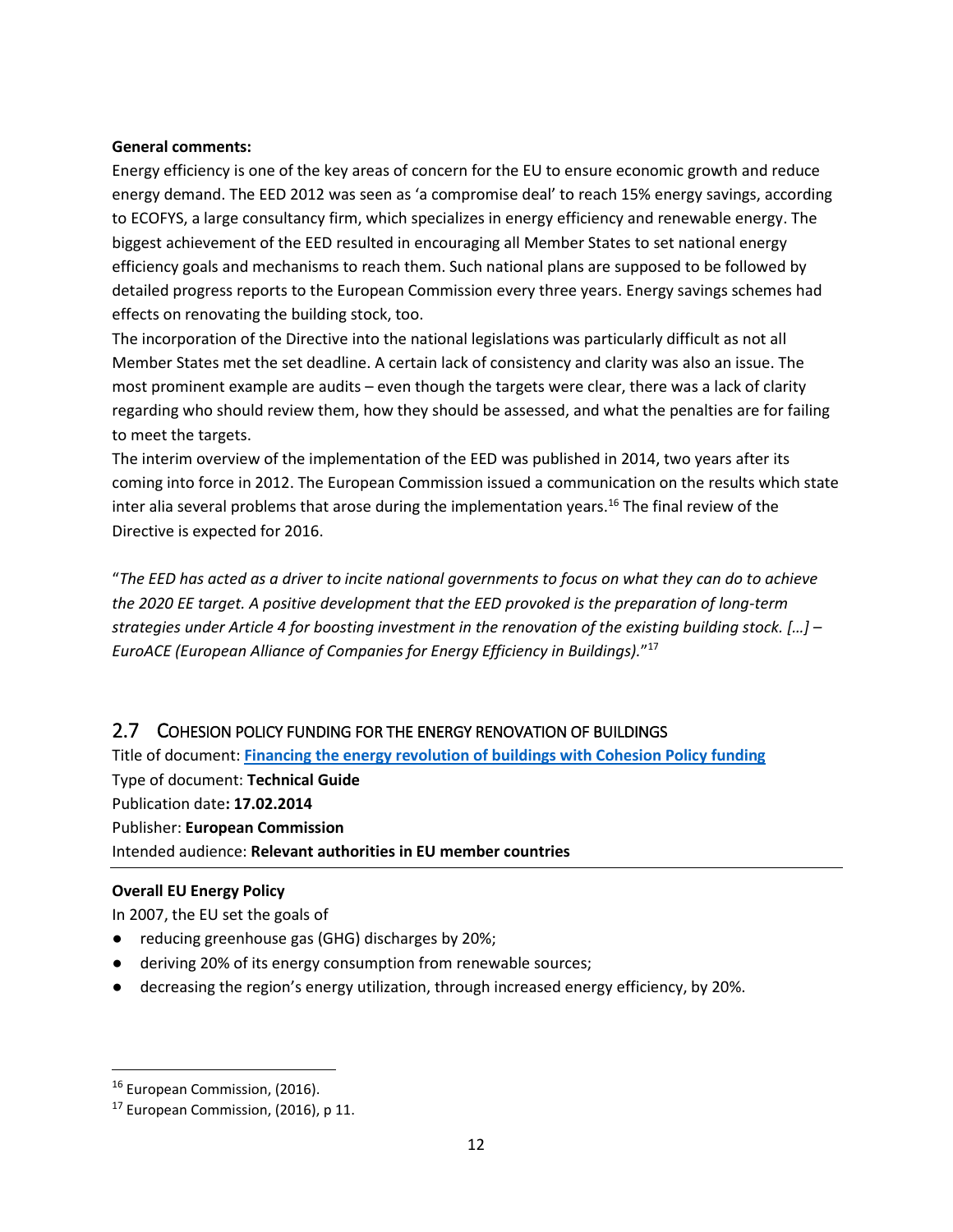**General comments:**

Energy efficiency is one of the key areas of concern for the EU to ensure economic growth and reduce energy demand. The EED 2012 was seen as 'a compromise deal' to reach 15% energy savings, according to ECOFYS, a large consultancy firm, which specializes in energy efficiency and renewable energy. The biggest achievement of the EED resulted in encouraging all Member States to set national energy efficiency goals and mechanisms to reach them. Such national plans are supposed to be followed by detailed progress reports to the European Commission every three years. Energy savings schemes had effects on renovating the building stock, too.

The incorporation of the Directive into the national legislations was particularly difficult as not all Member States met the set deadline. A certain lack of consistency and clarity was also an issue. The most prominent example are audits – even though the targets were clear, there was a lack of clarity regarding who should review them, how they should be assessed, and what the penalties are for failing to meet the targets.

The interim overview of the implementation of the EED was published in 2014, two years after its coming into force in 2012. The European Commission issued a communication on the results which state inter alia several problems that arose during the implementation years.[16] The final review of the Directive is expected for 2016.

"*The EED has acted as a driver to incite national governments to focus on what they can do to achieve the 2020 EE target. A positive development that the EED provoked is the preparation of long-term strategies under Article 4 for boosting investment in the renovation of the existing building stock. […] – EuroACE (European Alliance of Companies for Energy Efficiency in Buildings).*"[17]

## 2.7 Cohesion Policy Funding for the Energy Renovation of Buildings

Title of document: **Financing the energy revolution of buildings with Cohesion Policy funding**

Type of document: **Technical Guide**

Publication date**: 17.02.2014**

Publisher: **European Commission**

Intended audience: **Relevant authorities in EU member countries**

---

**Overall EU Energy Policy**

In 2007, the EU set the goals of

- reducing greenhouse gas (GHG) discharges by 20%;
- deriving 20% of its energy consumption from renewable sources;
- decreasing the region's energy utilization, through increased energy efficiency, by 20%.

---

[16] European Commission, (2016).

[17] European Commission, (2016), p 11.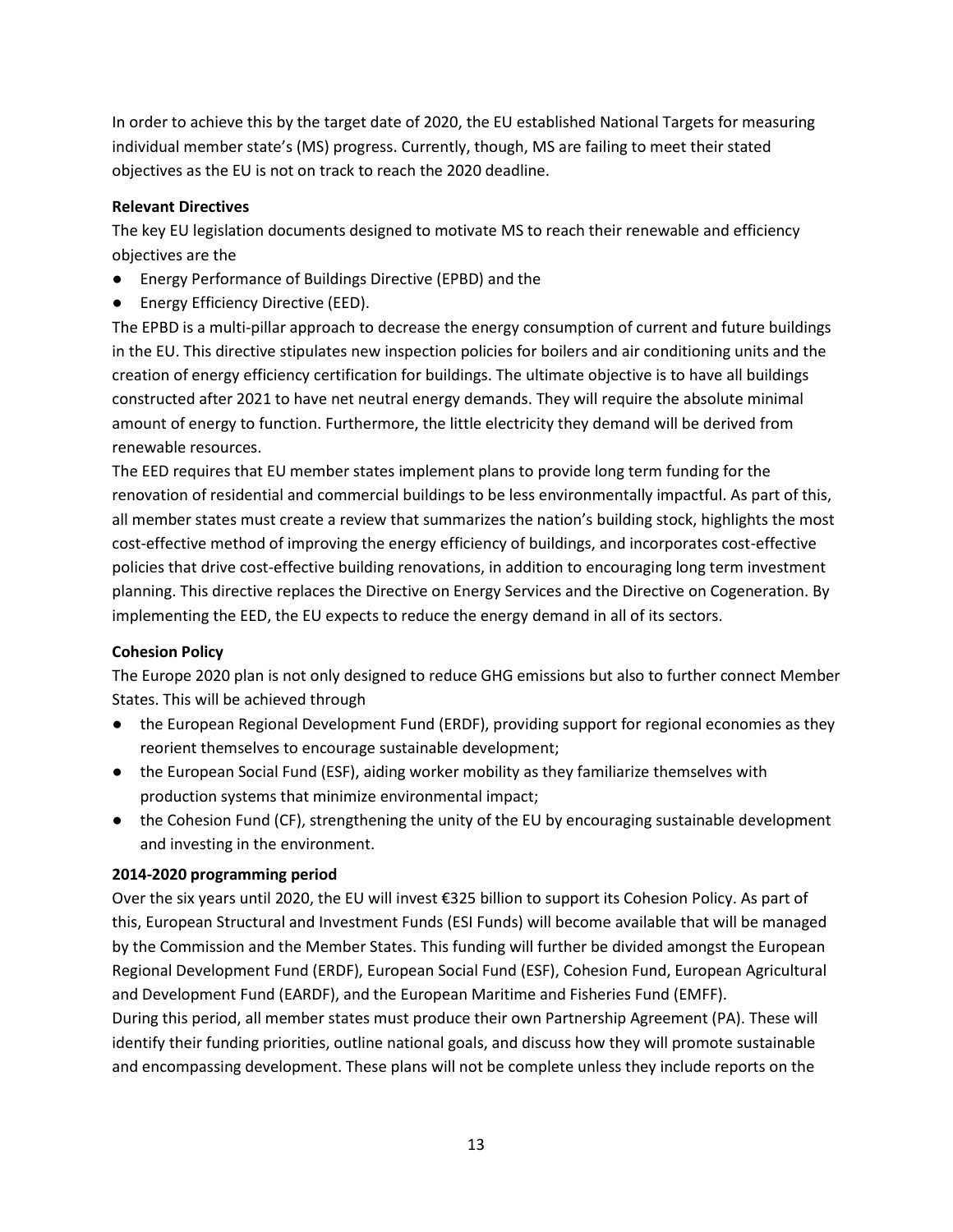In order to achieve this by the target date of 2020, the EU established National Targets for measuring individual member state's (MS) progress. Currently, though, MS are failing to meet their stated objectives as the EU is not on track to reach the 2020 deadline.

**Relevant Directives**

The key EU legislation documents designed to motivate MS to reach their renewable and efficiency objectives are the

- Energy Performance of Buildings Directive (EPBD) and the
- Energy Efficiency Directive (EED).

The EPBD is a multi-pillar approach to decrease the energy consumption of current and future buildings in the EU. This directive stipulates new inspection policies for boilers and air conditioning units and the creation of energy efficiency certification for buildings. The ultimate objective is to have all buildings constructed after 2021 to have net neutral energy demands. They will require the absolute minimal amount of energy to function. Furthermore, the little electricity they demand will be derived from renewable resources.

The EED requires that EU member states implement plans to provide long term funding for the renovation of residential and commercial buildings to be less environmentally impactful. As part of this, all member states must create a review that summarizes the nation's building stock, highlights the most cost-effective method of improving the energy efficiency of buildings, and incorporates cost-effective policies that drive cost-effective building renovations, in addition to encouraging long term investment planning. This directive replaces the Directive on Energy Services and the Directive on Cogeneration. By implementing the EED, the EU expects to reduce the energy demand in all of its sectors.

**Cohesion Policy**

The Europe 2020 plan is not only designed to reduce GHG emissions but also to further connect Member States. This will be achieved through

- the European Regional Development Fund (ERDF), providing support for regional economies as they reorient themselves to encourage sustainable development;
- the European Social Fund (ESF), aiding worker mobility as they familiarize themselves with production systems that minimize environmental impact;
- the Cohesion Fund (CF), strengthening the unity of the EU by encouraging sustainable development and investing in the environment.

**2014-2020 programming period**

Over the six years until 2020, the EU will invest €325 billion to support its Cohesion Policy. As part of this, European Structural and Investment Funds (ESI Funds) will become available that will be managed by the Commission and the Member States. This funding will further be divided amongst the European Regional Development Fund (ERDF), European Social Fund (ESF), Cohesion Fund, European Agricultural and Development Fund (EARDF), and the European Maritime and Fisheries Fund (EMFF).

During this period, all member states must produce their own Partnership Agreement (PA). These will identify their funding priorities, outline national goals, and discuss how they will promote sustainable and encompassing development. These plans will not be complete unless they include reports on the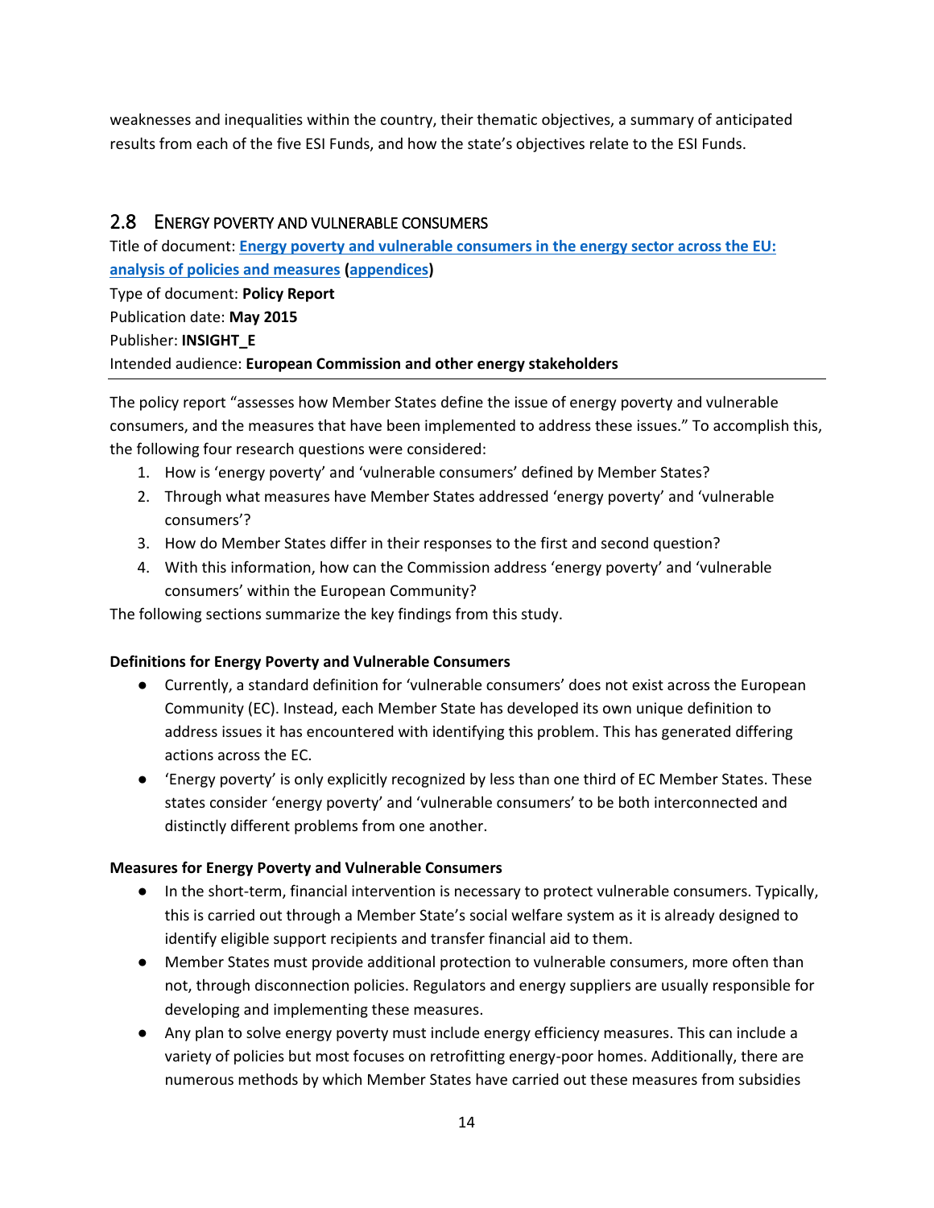weaknesses and inequalities within the country, their thematic objectives, a summary of anticipated results from each of the five ESI Funds, and how the state's objectives relate to the ESI Funds.

## 2.8 Energy Poverty and Vulnerable Consumers

Title of document: **[Energy poverty and vulnerable consumers in the energy sector across the EU: analysis of policies and measures](#) ([appendices](#))**
Type of document: **Policy Report**
Publication date: **May 2015**
Publisher: **INSIGHT_E**
Intended audience: **European Commission and other energy stakeholders**

---

The policy report "assesses how Member States define the issue of energy poverty and vulnerable consumers, and the measures that have been implemented to address these issues." To accomplish this, the following four research questions were considered:

1. How is 'energy poverty' and 'vulnerable consumers' defined by Member States?
2. Through what measures have Member States addressed 'energy poverty' and 'vulnerable consumers'?
3. How do Member States differ in their responses to the first and second question?
4. With this information, how can the Commission address 'energy poverty' and 'vulnerable consumers' within the European Community?

The following sections summarize the key findings from this study.

**Definitions for Energy Poverty and Vulnerable Consumers**

- Currently, a standard definition for 'vulnerable consumers' does not exist across the European Community (EC). Instead, each Member State has developed its own unique definition to address issues it has encountered with identifying this problem. This has generated differing actions across the EC.
- 'Energy poverty' is only explicitly recognized by less than one third of EC Member States. These states consider 'energy poverty' and 'vulnerable consumers' to be both interconnected and distinctly different problems from one another.

**Measures for Energy Poverty and Vulnerable Consumers**

- In the short-term, financial intervention is necessary to protect vulnerable consumers. Typically, this is carried out through a Member State's social welfare system as it is already designed to identify eligible support recipients and transfer financial aid to them.
- Member States must provide additional protection to vulnerable consumers, more often than not, through disconnection policies. Regulators and energy suppliers are usually responsible for developing and implementing these measures.
- Any plan to solve energy poverty must include energy efficiency measures. This can include a variety of policies but most focuses on retrofitting energy-poor homes. Additionally, there are numerous methods by which Member States have carried out these measures from subsidies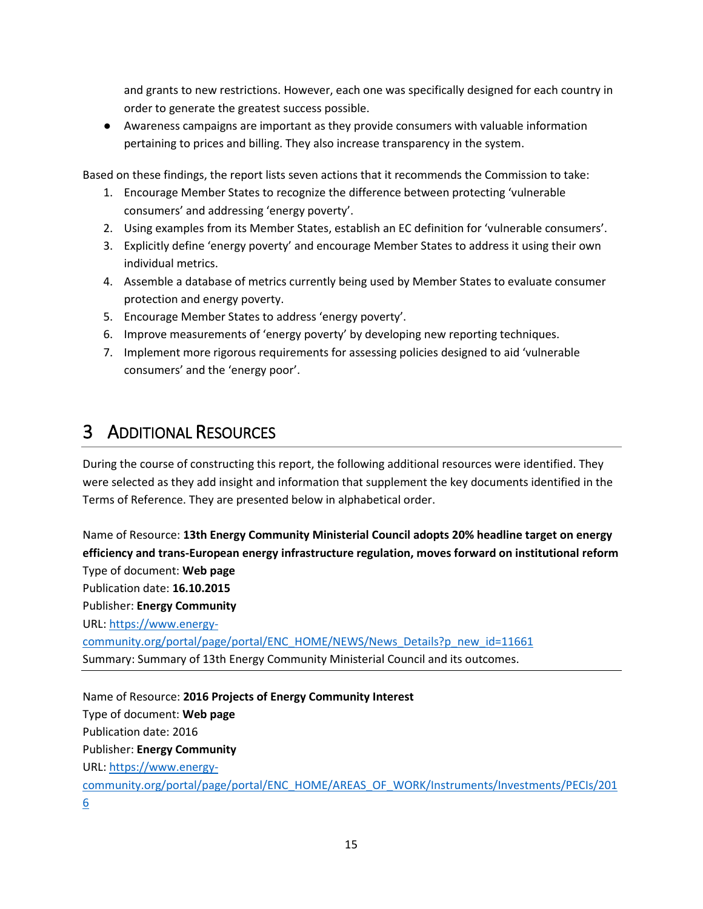and grants to new restrictions. However, each one was specifically designed for each country in order to generate the greatest success possible.

- Awareness campaigns are important as they provide consumers with valuable information pertaining to prices and billing. They also increase transparency in the system.

Based on these findings, the report lists seven actions that it recommends the Commission to take:

1. Encourage Member States to recognize the difference between protecting 'vulnerable consumers' and addressing 'energy poverty'.
2. Using examples from its Member States, establish an EC definition for 'vulnerable consumers'.
3. Explicitly define 'energy poverty' and encourage Member States to address it using their own individual metrics.
4. Assemble a database of metrics currently being used by Member States to evaluate consumer protection and energy poverty.
5. Encourage Member States to address 'energy poverty'.
6. Improve measurements of 'energy poverty' by developing new reporting techniques.
7. Implement more rigorous requirements for assessing policies designed to aid 'vulnerable consumers' and the 'energy poor'.

# 3 Additional Resources

During the course of constructing this report, the following additional resources were identified. They were selected as they add insight and information that supplement the key documents identified in the Terms of Reference. They are presented below in alphabetical order.

Name of Resource: **13th Energy Community Ministerial Council adopts 20% headline target on energy efficiency and trans-European energy infrastructure regulation, moves forward on institutional reform**
Type of document: **Web page**
Publication date: **16.10.2015**
Publisher: **Energy Community**
URL: https://www.energy-community.org/portal/page/portal/ENC_HOME/NEWS/News_Details?p_new_id=11661
Summary: Summary of 13th Energy Community Ministerial Council and its outcomes.

---

Name of Resource: **2016 Projects of Energy Community Interest**
Type of document: **Web page**
Publication date: 2016
Publisher: **Energy Community**
URL: https://www.energy-community.org/portal/page/portal/ENC_HOME/AREAS_OF_WORK/Instruments/Investments/PECIs/2016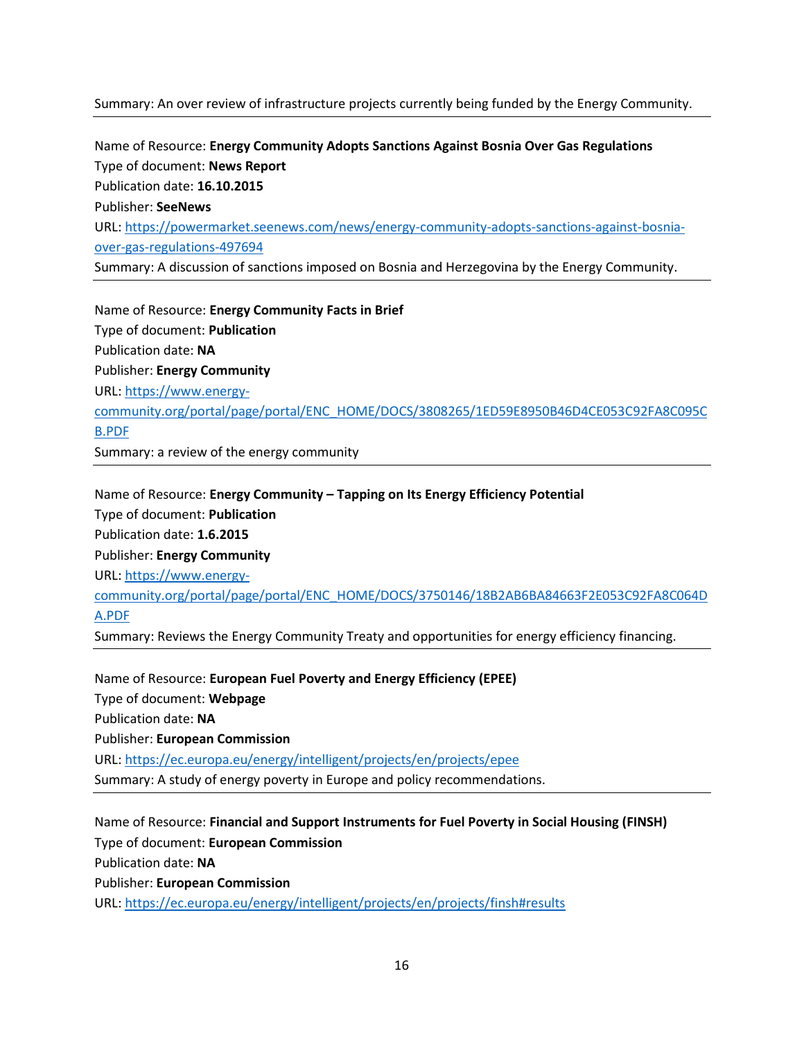Summary: An over review of infrastructure projects currently being funded by the Energy Community.

---

Name of Resource: **Energy Community Adopts Sanctions Against Bosnia Over Gas Regulations**
Type of document: **News Report**
Publication date: **16.10.2015**
Publisher: **SeeNews**
URL: https://powermarket.seenews.com/news/energy-community-adopts-sanctions-against-bosnia-over-gas-regulations-497694
Summary: A discussion of sanctions imposed on Bosnia and Herzegovina by the Energy Community.

---

Name of Resource: **Energy Community Facts in Brief**
Type of document: **Publication**
Publication date: **NA**
Publisher: **Energy Community**
URL: https://www.energy-community.org/portal/page/portal/ENC_HOME/DOCS/3808265/1ED59E8950B46D4CE053C92FA8C095CB.PDF
Summary: a review of the energy community

---

Name of Resource: **Energy Community – Tapping on Its Energy Efficiency Potential**
Type of document: **Publication**
Publication date: **1.6.2015**
Publisher: **Energy Community**
URL: https://www.energy-community.org/portal/page/portal/ENC_HOME/DOCS/3750146/18B2AB6BA84663F2E053C92FA8C064DA.PDF
Summary: Reviews the Energy Community Treaty and opportunities for energy efficiency financing.

---

Name of Resource: **European Fuel Poverty and Energy Efficiency (EPEE)**
Type of document: **Webpage**
Publication date: **NA**
Publisher: **European Commission**
URL: https://ec.europa.eu/energy/intelligent/projects/en/projects/epee
Summary: A study of energy poverty in Europe and policy recommendations.

---

Name of Resource: **Financial and Support Instruments for Fuel Poverty in Social Housing (FINSH)**
Type of document: **European Commission**
Publication date: **NA**
Publisher: **European Commission**
URL: https://ec.europa.eu/energy/intelligent/projects/en/projects/finsh#results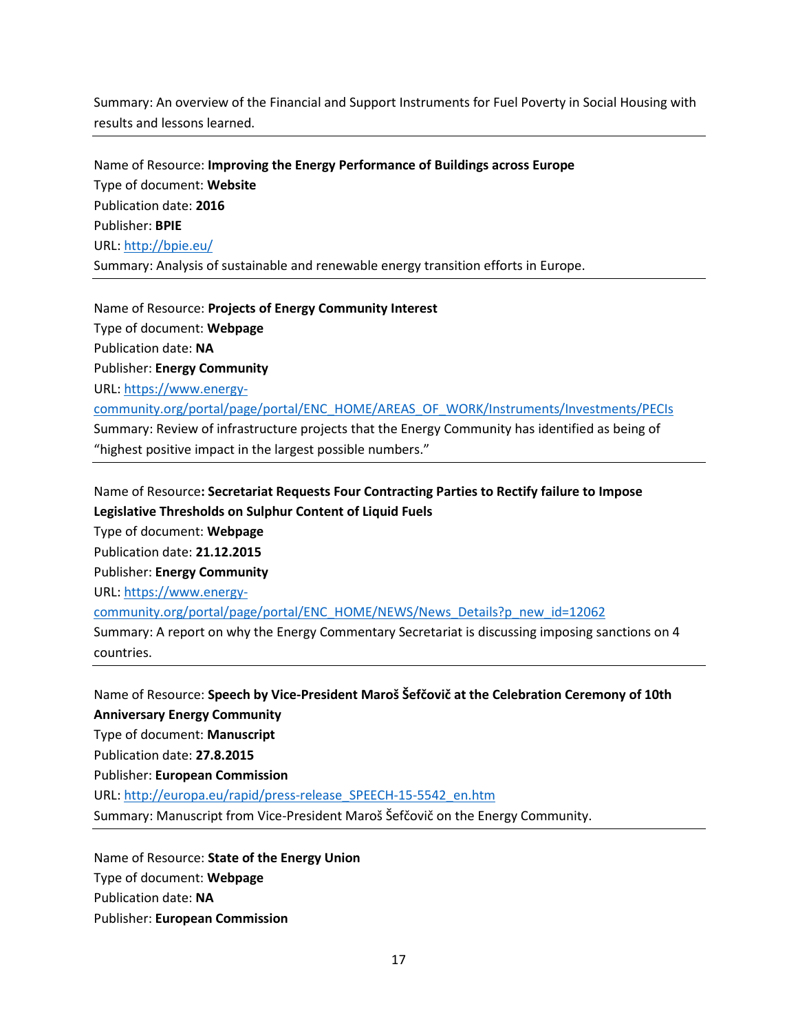Summary: An overview of the Financial and Support Instruments for Fuel Poverty in Social Housing with results and lessons learned.

---

Name of Resource: **Improving the Energy Performance of Buildings across Europe**
Type of document: **Website**
Publication date: **2016**
Publisher: **BPIE**
URL: http://bpie.eu/
Summary: Analysis of sustainable and renewable energy transition efforts in Europe.

---

Name of Resource: **Projects of Energy Community Interest**
Type of document: **Webpage**
Publication date: **NA**
Publisher: **Energy Community**
URL: https://www.energy-community.org/portal/page/portal/ENC_HOME/AREAS_OF_WORK/Instruments/Investments/PECIs
Summary: Review of infrastructure projects that the Energy Community has identified as being of "highest positive impact in the largest possible numbers."

---

Name of Resource**: Secretariat Requests Four Contracting Parties to Rectify failure to Impose Legislative Thresholds on Sulphur Content of Liquid Fuels**
Type of document: **Webpage**
Publication date: **21.12.2015**
Publisher: **Energy Community**
URL: https://www.energy-community.org/portal/page/portal/ENC_HOME/NEWS/News_Details?p_new_id=12062
Summary: A report on why the Energy Commentary Secretariat is discussing imposing sanctions on 4 countries.

---

Name of Resource: **Speech by Vice-President Maroš Šefčovič at the Celebration Ceremony of 10th Anniversary Energy Community**
Type of document: **Manuscript**
Publication date: **27.8.2015**
Publisher: **European Commission**
URL: http://europa.eu/rapid/press-release_SPEECH-15-5542_en.htm
Summary: Manuscript from Vice-President Maroš Šefčovič on the Energy Community.

---

Name of Resource: **State of the Energy Union**
Type of document: **Webpage**
Publication date: **NA**
Publisher: **European Commission**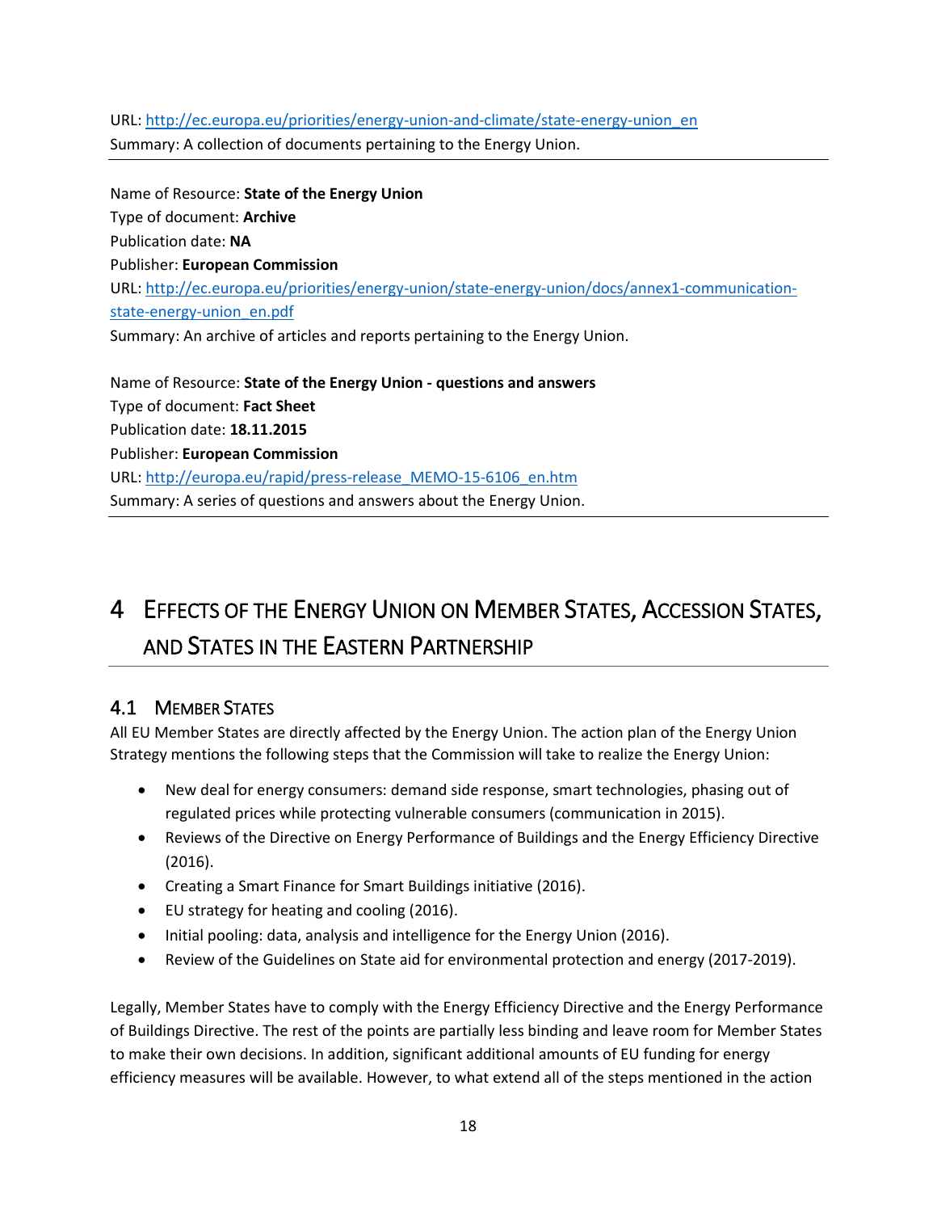URL: http://ec.europa.eu/priorities/energy-union-and-climate/state-energy-union_en
Summary: A collection of documents pertaining to the Energy Union.

---

Name of Resource: **State of the Energy Union**
Type of document: **Archive**
Publication date: **NA**
Publisher: **European Commission**
URL: http://ec.europa.eu/priorities/energy-union/state-energy-union/docs/annex1-communication-state-energy-union_en.pdf
Summary: An archive of articles and reports pertaining to the Energy Union.

Name of Resource: **State of the Energy Union - questions and answers**
Type of document: **Fact Sheet**
Publication date: **18.11.2015**
Publisher: **European Commission**
URL: http://europa.eu/rapid/press-release_MEMO-15-6106_en.htm
Summary: A series of questions and answers about the Energy Union.

---

# 4 Effects of the Energy Union on Member States, Accession States, and States in the Eastern Partnership

## 4.1 Member States

All EU Member States are directly affected by the Energy Union. The action plan of the Energy Union Strategy mentions the following steps that the Commission will take to realize the Energy Union:

- New deal for energy consumers: demand side response, smart technologies, phasing out of regulated prices while protecting vulnerable consumers (communication in 2015).
- Reviews of the Directive on Energy Performance of Buildings and the Energy Efficiency Directive (2016).
- Creating a Smart Finance for Smart Buildings initiative (2016).
- EU strategy for heating and cooling (2016).
- Initial pooling: data, analysis and intelligence for the Energy Union (2016).
- Review of the Guidelines on State aid for environmental protection and energy (2017-2019).

Legally, Member States have to comply with the Energy Efficiency Directive and the Energy Performance of Buildings Directive. The rest of the points are partially less binding and leave room for Member States to make their own decisions. In addition, significant additional amounts of EU funding for energy efficiency measures will be available. However, to what extend all of the steps mentioned in the action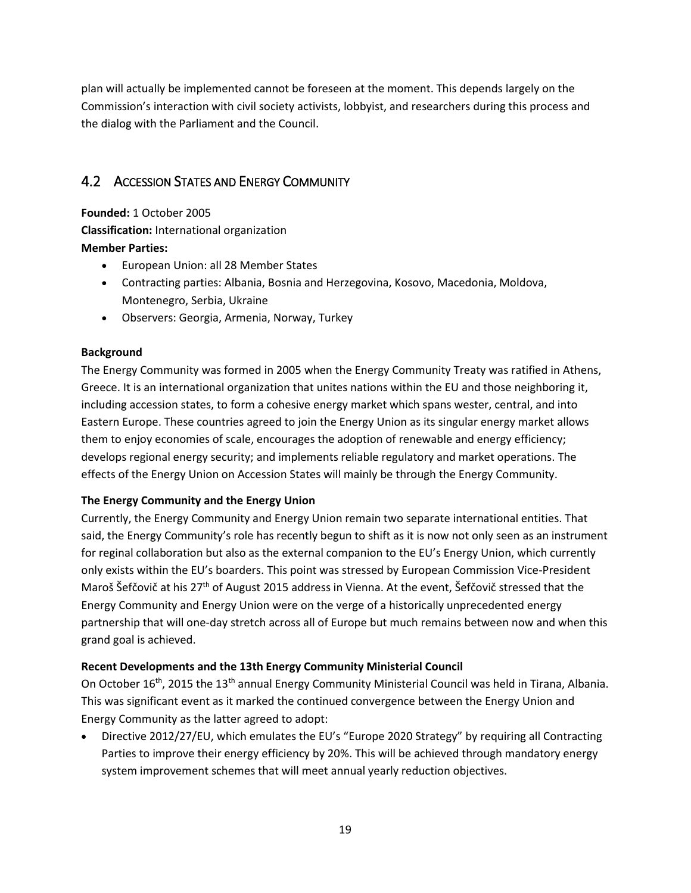plan will actually be implemented cannot be foreseen at the moment. This depends largely on the Commission's interaction with civil society activists, lobbyist, and researchers during this process and the dialog with the Parliament and the Council.

## 4.2 Accession States and Energy Community

**Founded:** 1 October 2005

**Classification:** International organization

**Member Parties:**

- European Union: all 28 Member States
- Contracting parties: Albania, Bosnia and Herzegovina, Kosovo, Macedonia, Moldova, Montenegro, Serbia, Ukraine
- Observers: Georgia, Armenia, Norway, Turkey

**Background**

The Energy Community was formed in 2005 when the Energy Community Treaty was ratified in Athens, Greece. It is an international organization that unites nations within the EU and those neighboring it, including accession states, to form a cohesive energy market which spans wester, central, and into Eastern Europe. These countries agreed to join the Energy Union as its singular energy market allows them to enjoy economies of scale, encourages the adoption of renewable and energy efficiency; develops regional energy security; and implements reliable regulatory and market operations. The effects of the Energy Union on Accession States will mainly be through the Energy Community.

**The Energy Community and the Energy Union**

Currently, the Energy Community and Energy Union remain two separate international entities. That said, the Energy Community's role has recently begun to shift as it is now not only seen as an instrument for reginal collaboration but also as the external companion to the EU's Energy Union, which currently only exists within the EU's boarders. This point was stressed by European Commission Vice-President Maroš Šefčovič at his 27th of August 2015 address in Vienna. At the event, Šefčovič stressed that the Energy Community and Energy Union were on the verge of a historically unprecedented energy partnership that will one-day stretch across all of Europe but much remains between now and when this grand goal is achieved.

**Recent Developments and the 13th Energy Community Ministerial Council**

On October 16th, 2015 the 13th annual Energy Community Ministerial Council was held in Tirana, Albania. This was significant event as it marked the continued convergence between the Energy Union and Energy Community as the latter agreed to adopt:

- Directive 2012/27/EU, which emulates the EU's "Europe 2020 Strategy" by requiring all Contracting Parties to improve their energy efficiency by 20%. This will be achieved through mandatory energy system improvement schemes that will meet annual yearly reduction objectives.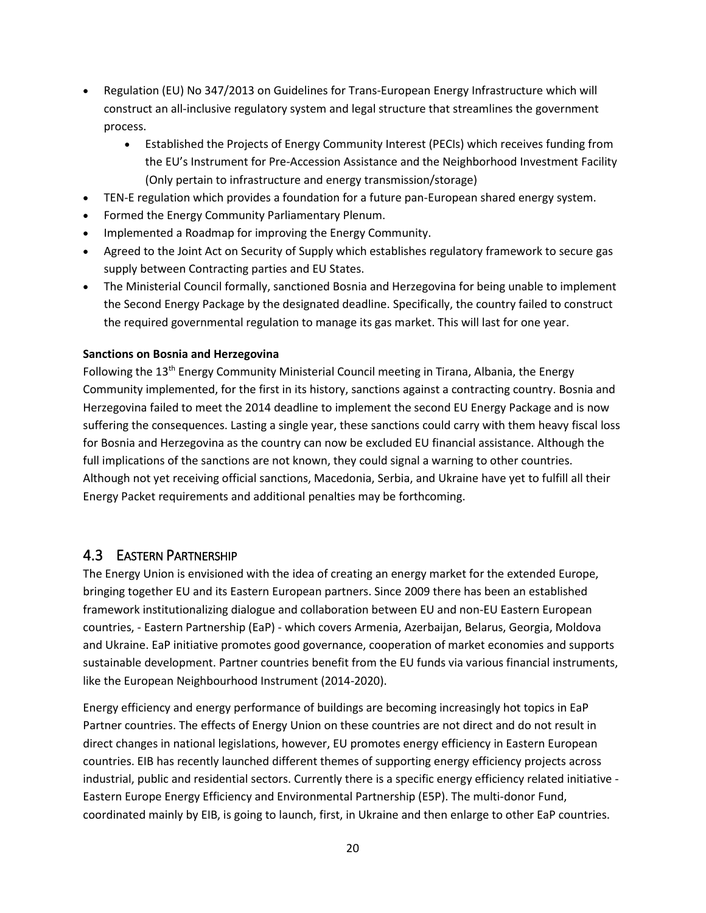- Regulation (EU) No 347/2013 on Guidelines for Trans-European Energy Infrastructure which will construct an all-inclusive regulatory system and legal structure that streamlines the government process.
    - Established the Projects of Energy Community Interest (PECIs) which receives funding from the EU's Instrument for Pre-Accession Assistance and the Neighborhood Investment Facility (Only pertain to infrastructure and energy transmission/storage)
- TEN-E regulation which provides a foundation for a future pan-European shared energy system.
- Formed the Energy Community Parliamentary Plenum.
- Implemented a Roadmap for improving the Energy Community.
- Agreed to the Joint Act on Security of Supply which establishes regulatory framework to secure gas supply between Contracting parties and EU States.
- The Ministerial Council formally, sanctioned Bosnia and Herzegovina for being unable to implement the Second Energy Package by the designated deadline. Specifically, the country failed to construct the required governmental regulation to manage its gas market. This will last for one year.

**Sanctions on Bosnia and Herzegovina**

Following the 13th Energy Community Ministerial Council meeting in Tirana, Albania, the Energy Community implemented, for the first in its history, sanctions against a contracting country. Bosnia and Herzegovina failed to meet the 2014 deadline to implement the second EU Energy Package and is now suffering the consequences. Lasting a single year, these sanctions could carry with them heavy fiscal loss for Bosnia and Herzegovina as the country can now be excluded EU financial assistance. Although the full implications of the sanctions are not known, they could signal a warning to other countries. Although not yet receiving official sanctions, Macedonia, Serbia, and Ukraine have yet to fulfill all their Energy Packet requirements and additional penalties may be forthcoming.

## 4.3 Eastern Partnership

The Energy Union is envisioned with the idea of creating an energy market for the extended Europe, bringing together EU and its Eastern European partners. Since 2009 there has been an established framework institutionalizing dialogue and collaboration between EU and non-EU Eastern European countries, - Eastern Partnership (EaP) - which covers Armenia, Azerbaijan, Belarus, Georgia, Moldova and Ukraine. EaP initiative promotes good governance, cooperation of market economies and supports sustainable development. Partner countries benefit from the EU funds via various financial instruments, like the European Neighbourhood Instrument (2014-2020).

Energy efficiency and energy performance of buildings are becoming increasingly hot topics in EaP Partner countries. The effects of Energy Union on these countries are not direct and do not result in direct changes in national legislations, however, EU promotes energy efficiency in Eastern European countries. EIB has recently launched different themes of supporting energy efficiency projects across industrial, public and residential sectors. Currently there is a specific energy efficiency related initiative - Eastern Europe Energy Efficiency and Environmental Partnership (E5P). The multi-donor Fund, coordinated mainly by EIB, is going to launch, first, in Ukraine and then enlarge to other EaP countries.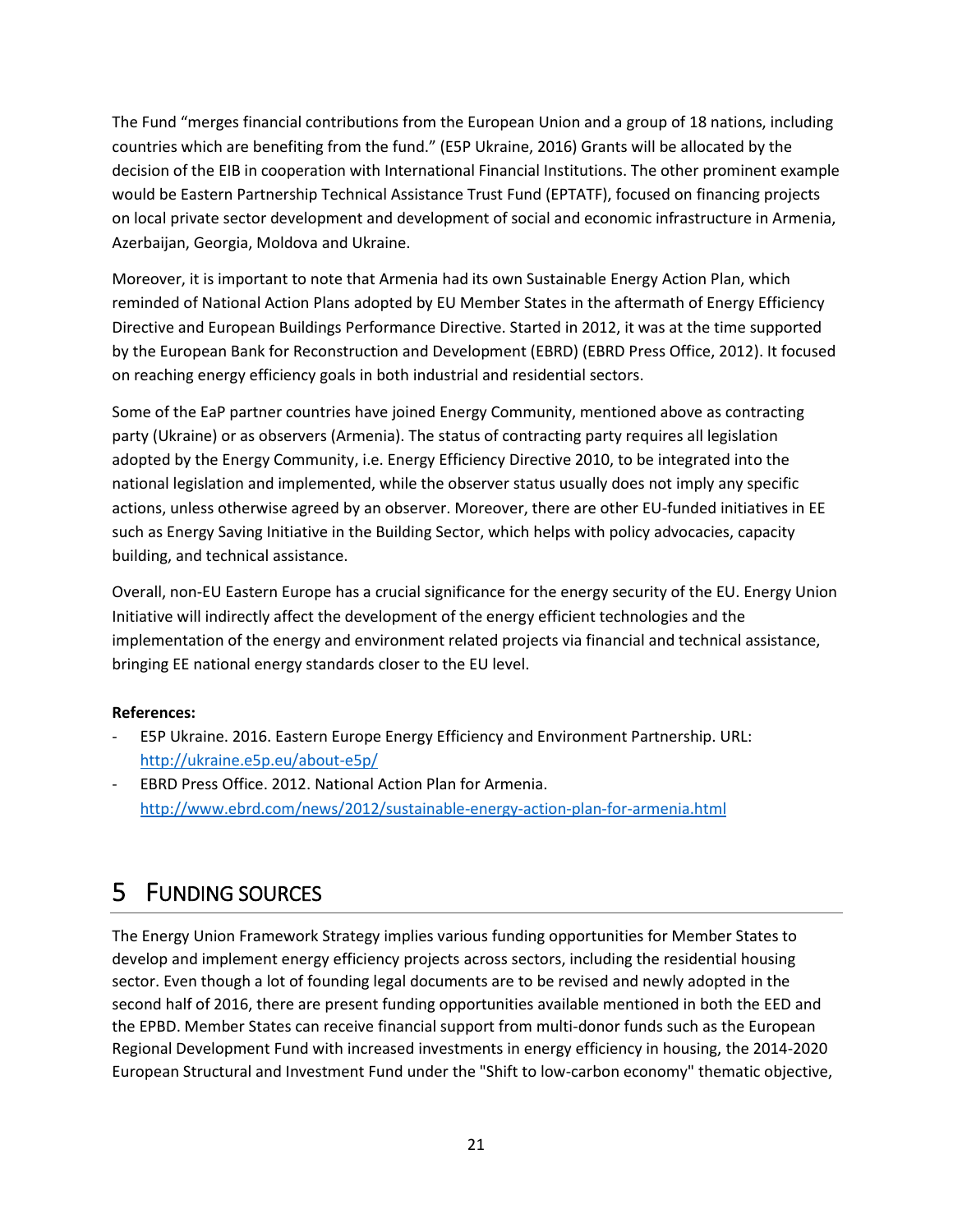The Fund "merges financial contributions from the European Union and a group of 18 nations, including countries which are benefiting from the fund." (E5P Ukraine, 2016) Grants will be allocated by the decision of the EIB in cooperation with International Financial Institutions. The other prominent example would be Eastern Partnership Technical Assistance Trust Fund (EPTATF), focused on financing projects on local private sector development and development of social and economic infrastructure in Armenia, Azerbaijan, Georgia, Moldova and Ukraine.

Moreover, it is important to note that Armenia had its own Sustainable Energy Action Plan, which reminded of National Action Plans adopted by EU Member States in the aftermath of Energy Efficiency Directive and European Buildings Performance Directive. Started in 2012, it was at the time supported by the European Bank for Reconstruction and Development (EBRD) (EBRD Press Office, 2012). It focused on reaching energy efficiency goals in both industrial and residential sectors.

Some of the EaP partner countries have joined Energy Community, mentioned above as contracting party (Ukraine) or as observers (Armenia). The status of contracting party requires all legislation adopted by the Energy Community, i.e. Energy Efficiency Directive 2010, to be integrated into the national legislation and implemented, while the observer status usually does not imply any specific actions, unless otherwise agreed by an observer. Moreover, there are other EU-funded initiatives in EE such as Energy Saving Initiative in the Building Sector, which helps with policy advocacies, capacity building, and technical assistance.

Overall, non-EU Eastern Europe has a crucial significance for the energy security of the EU. Energy Union Initiative will indirectly affect the development of the energy efficient technologies and the implementation of the energy and environment related projects via financial and technical assistance, bringing EE national energy standards closer to the EU level.

**References:**

- E5P Ukraine. 2016. Eastern Europe Energy Efficiency and Environment Partnership. URL: http://ukraine.e5p.eu/about-e5p/
- EBRD Press Office. 2012. National Action Plan for Armenia. http://www.ebrd.com/news/2012/sustainable-energy-action-plan-for-armenia.html

# 5 FUNDING SOURCES

The Energy Union Framework Strategy implies various funding opportunities for Member States to develop and implement energy efficiency projects across sectors, including the residential housing sector. Even though a lot of founding legal documents are to be revised and newly adopted in the second half of 2016, there are present funding opportunities available mentioned in both the EED and the EPBD. Member States can receive financial support from multi-donor funds such as the European Regional Development Fund with increased investments in energy efficiency in housing, the 2014-2020 European Structural and Investment Fund under the "Shift to low-carbon economy" thematic objective,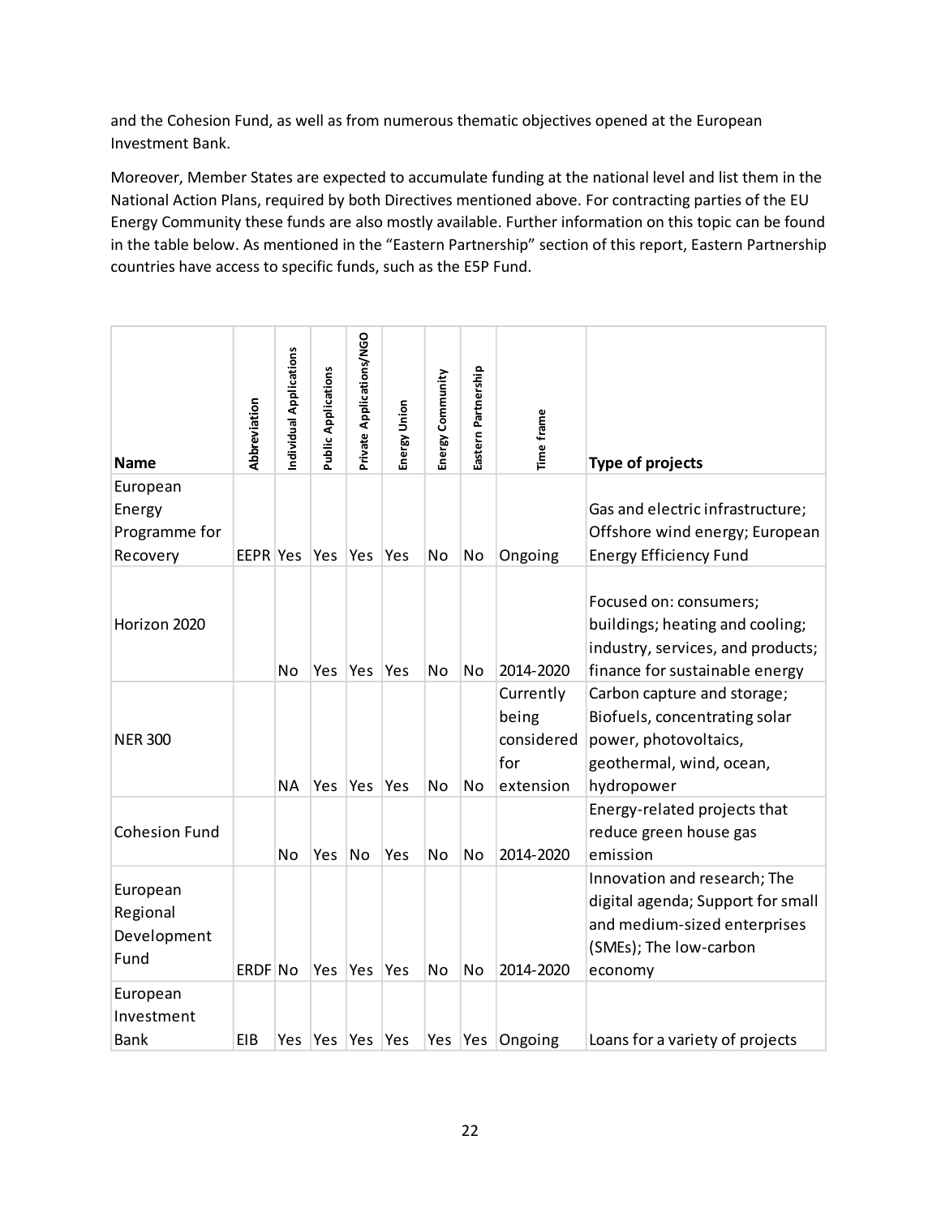and the Cohesion Fund, as well as from numerous thematic objectives opened at the European Investment Bank.

Moreover, Member States are expected to accumulate funding at the national level and list them in the National Action Plans, required by both Directives mentioned above. For contracting parties of the EU Energy Community these funds are also mostly available. Further information on this topic can be found in the table below. As mentioned in the "Eastern Partnership" section of this report, Eastern Partnership countries have access to specific funds, such as the E5P Fund.

| Name | Abbreviation | Individual Applications | Public Applications | Private Applications/NGO | Energy Union | Energy Community | Eastern Partnership | Time frame | Type of projects |
|---|---|---|---|---|---|---|---|---|---|
| European Energy Programme for Recovery | EEPR | Yes | Yes | Yes | Yes | No | No | Ongoing | Gas and electric infrastructure; Offshore wind energy; European Energy Efficiency Fund |
| Horizon 2020 | | No | Yes | Yes | Yes | No | No | 2014-2020 | Focused on: consumers; buildings; heating and cooling; industry, services, and products; finance for sustainable energy |
| NER 300 | | NA | Yes | Yes | Yes | No | No | Currently being considered for extension | Carbon capture and storage; Biofuels, concentrating solar power, photovoltaics, geothermal, wind, ocean, hydropower |
| Cohesion Fund | | No | Yes | No | Yes | No | No | 2014-2020 | Energy-related projects that reduce green house gas emission |
| European Regional Development Fund | ERDF | No | Yes | Yes | Yes | No | No | 2014-2020 | Innovation and research; The digital agenda; Support for small and medium-sized enterprises (SMEs); The low-carbon economy |
| European Investment Bank | EIB | Yes | Yes | Yes | Yes | Yes | Yes | Ongoing | Loans for a variety of projects |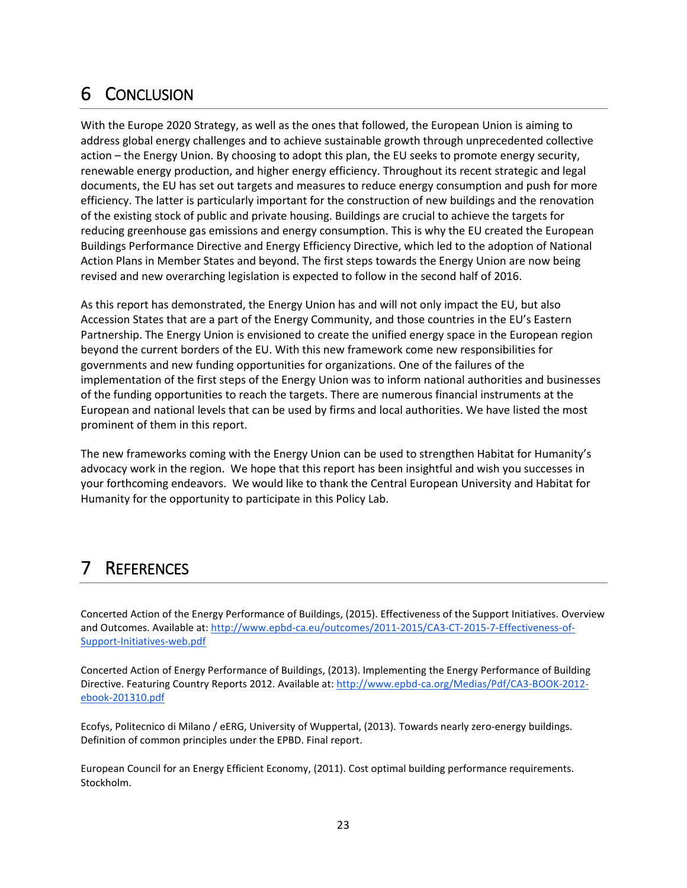# 6 Conclusion

With the Europe 2020 Strategy, as well as the ones that followed, the European Union is aiming to address global energy challenges and to achieve sustainable growth through unprecedented collective action – the Energy Union. By choosing to adopt this plan, the EU seeks to promote energy security, renewable energy production, and higher energy efficiency. Throughout its recent strategic and legal documents, the EU has set out targets and measures to reduce energy consumption and push for more efficiency. The latter is particularly important for the construction of new buildings and the renovation of the existing stock of public and private housing. Buildings are crucial to achieve the targets for reducing greenhouse gas emissions and energy consumption. This is why the EU created the European Buildings Performance Directive and Energy Efficiency Directive, which led to the adoption of National Action Plans in Member States and beyond. The first steps towards the Energy Union are now being revised and new overarching legislation is expected to follow in the second half of 2016.

As this report has demonstrated, the Energy Union has and will not only impact the EU, but also Accession States that are a part of the Energy Community, and those countries in the EU's Eastern Partnership. The Energy Union is envisioned to create the unified energy space in the European region beyond the current borders of the EU. With this new framework come new responsibilities for governments and new funding opportunities for organizations. One of the failures of the implementation of the first steps of the Energy Union was to inform national authorities and businesses of the funding opportunities to reach the targets. There are numerous financial instruments at the European and national levels that can be used by firms and local authorities. We have listed the most prominent of them in this report.

The new frameworks coming with the Energy Union can be used to strengthen Habitat for Humanity's advocacy work in the region. We hope that this report has been insightful and wish you successes in your forthcoming endeavors. We would like to thank the Central European University and Habitat for Humanity for the opportunity to participate in this Policy Lab.

# 7 References

Concerted Action of the Energy Performance of Buildings, (2015). Effectiveness of the Support Initiatives. Overview and Outcomes. Available at: http://www.epbd-ca.eu/outcomes/2011-2015/CA3-CT-2015-7-Effectiveness-of-Support-Initiatives-web.pdf

Concerted Action of Energy Performance of Buildings, (2013). Implementing the Energy Performance of Building Directive. Featuring Country Reports 2012. Available at: http://www.epbd-ca.org/Medias/Pdf/CA3-BOOK-2012-ebook-201310.pdf

Ecofys, Politecnico di Milano / eERG, University of Wuppertal, (2013). Towards nearly zero-energy buildings. Definition of common principles under the EPBD. Final report.

European Council for an Energy Efficient Economy, (2011). Cost optimal building performance requirements. Stockholm.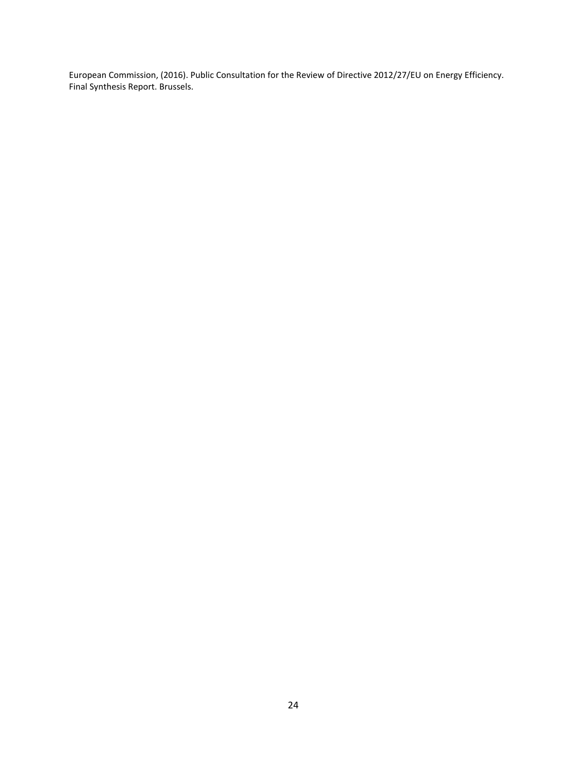European Commission, (2016). Public Consultation for the Review of Directive 2012/27/EU on Energy Efficiency. Final Synthesis Report. Brussels.